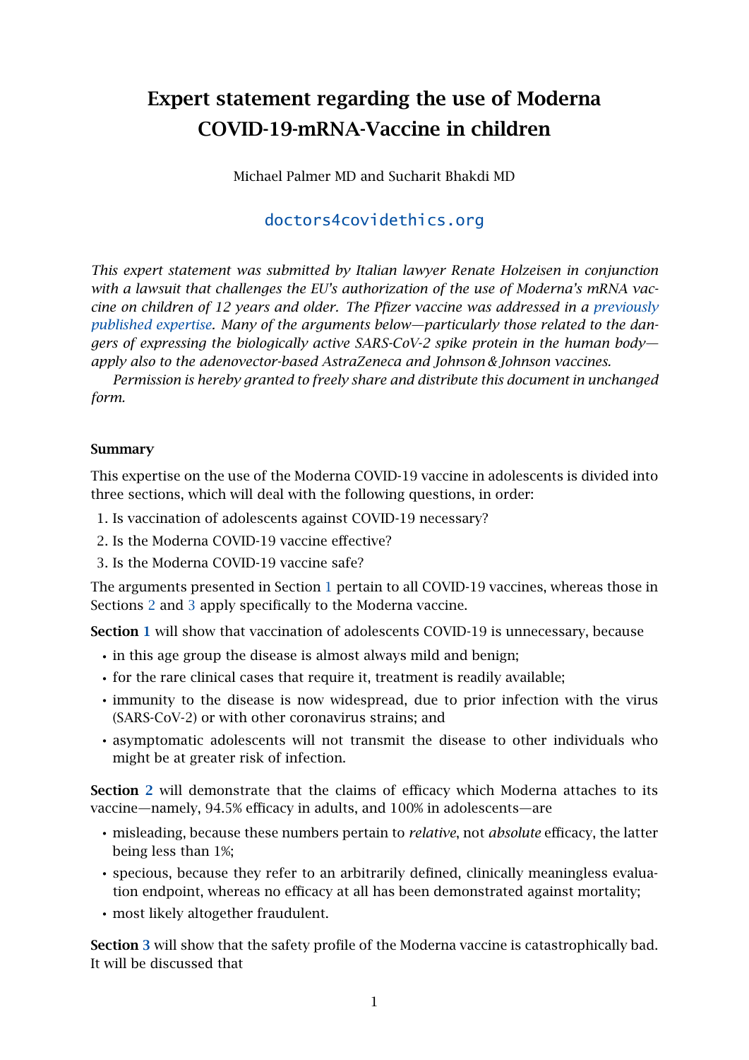# Expert statement regarding the use of Moderna COVID-19-mRNA-Vaccine in children

Michael Palmer MD and Sucharit Bhakdi MD

doctors4covidethics.org

*This expert statement was submitted by Italian lawyer Renate Holzeisen in conjunction with a lawsuit that challenges the EU's authorization of the use of Moderna's mRNA vaccine on children of 12 years and older. The Pfizer vaccine was addressed in a previously published expertise. Many of the arguments below—particularly those related to the dangers of expressing the biologically active SARS-CoV-2 spike protein in the human body—apply also to the adenovector-based AstraZeneca and Johnson & Johnson vaccines.*

*Permission is hereby granted to freely share and distribute this document in unchanged form.*

**Summary**

This expertise on the use of the Moderna COVID-19 vaccine in adolescents is divided into three sections, which will deal with the following questions, in order:

1. Is vaccination of adolescents against COVID-19 necessary?
2. Is the Moderna COVID-19 vaccine effective?
3. Is the Moderna COVID-19 vaccine safe?

The arguments presented in Section 1 pertain to all COVID-19 vaccines, whereas those in Sections 2 and 3 apply specifically to the Moderna vaccine.

**Section 1** will show that vaccination of adolescents COVID-19 is unnecessary, because

- in this age group the disease is almost always mild and benign;
- for the rare clinical cases that require it, treatment is readily available;
- immunity to the disease is now widespread, due to prior infection with the virus (SARS-CoV-2) or with other coronavirus strains; and
- asymptomatic adolescents will not transmit the disease to other individuals who might be at greater risk of infection.

**Section 2** will demonstrate that the claims of efficacy which Moderna attaches to its vaccine—namely, 94.5% efficacy in adults, and 100% in adolescents—are

- misleading, because these numbers pertain to *relative*, not *absolute* efficacy, the latter being less than 1%;
- specious, because they refer to an arbitrarily defined, clinically meaningless evaluation endpoint, whereas no efficacy at all has been demonstrated against mortality;
- most likely altogether fraudulent.

**Section 3** will show that the safety profile of the Moderna vaccine is catastrophically bad. It will be discussed that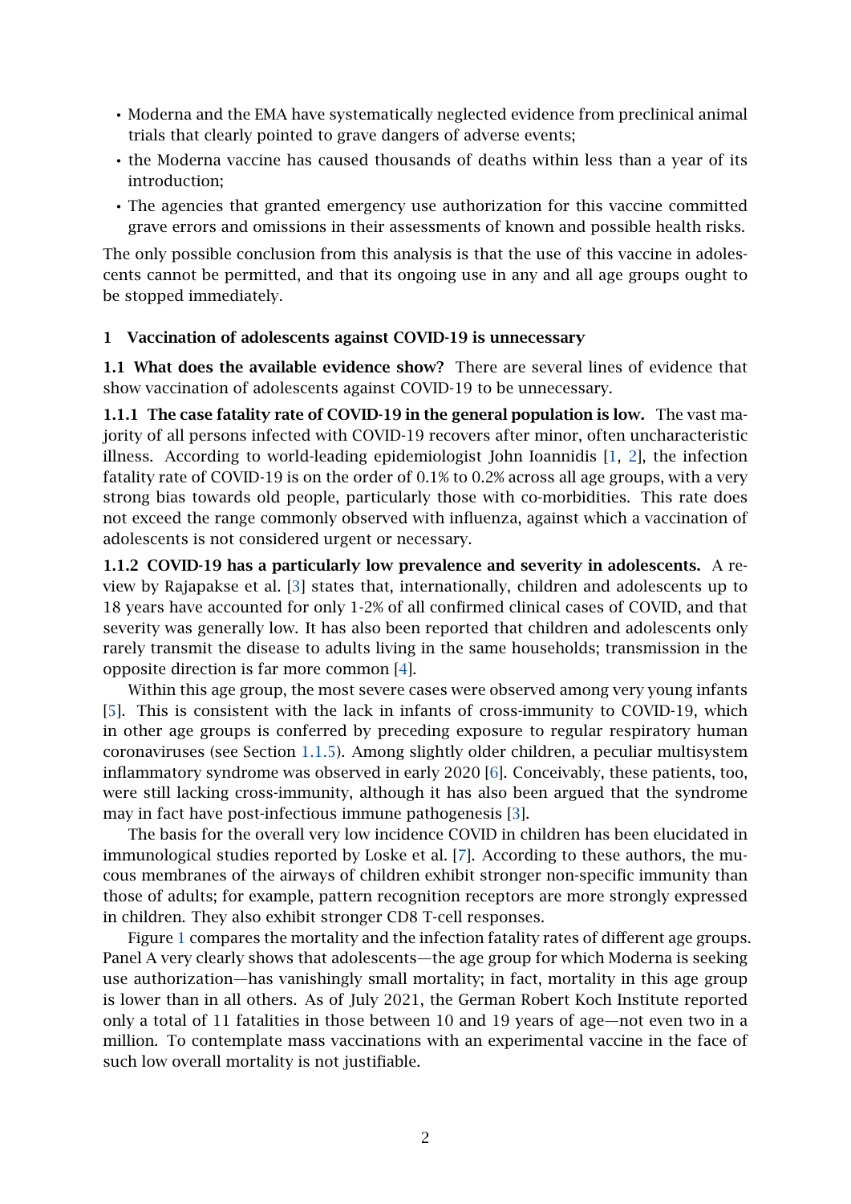- Moderna and the EMA have systematically neglected evidence from preclinical animal trials that clearly pointed to grave dangers of adverse events;
- the Moderna vaccine has caused thousands of deaths within less than a year of its introduction;
- The agencies that granted emergency use authorization for this vaccine committed grave errors and omissions in their assessments of known and possible health risks.

The only possible conclusion from this analysis is that the use of this vaccine in adolescents cannot be permitted, and that its ongoing use in any and all age groups ought to be stopped immediately.

## 1 Vaccination of adolescents against COVID-19 is unnecessary

### 1.1 What does the available evidence show?

There are several lines of evidence that show vaccination of adolescents against COVID-19 to be unnecessary.

#### 1.1.1 The case fatality rate of COVID-19 in the general population is low.

The vast majority of all persons infected with COVID-19 recovers after minor, often uncharacteristic illness. According to world-leading epidemiologist John Ioannidis [1, 2], the infection fatality rate of COVID-19 is on the order of 0.1% to 0.2% across all age groups, with a very strong bias towards old people, particularly those with co-morbidities. This rate does not exceed the range commonly observed with influenza, against which a vaccination of adolescents is not considered urgent or necessary.

#### 1.1.2 COVID-19 has a particularly low prevalence and severity in adolescents.

A review by Rajapakse et al. [3] states that, internationally, children and adolescents up to 18 years have accounted for only 1-2% of all confirmed clinical cases of COVID, and that severity was generally low. It has also been reported that children and adolescents only rarely transmit the disease to adults living in the same households; transmission in the opposite direction is far more common [4].

Within this age group, the most severe cases were observed among very young infants [5]. This is consistent with the lack in infants of cross-immunity to COVID-19, which in other age groups is conferred by preceding exposure to regular respiratory human coronaviruses (see Section 1.1.5). Among slightly older children, a peculiar multisystem inflammatory syndrome was observed in early 2020 [6]. Conceivably, these patients, too, were still lacking cross-immunity, although it has also been argued that the syndrome may in fact have post-infectious immune pathogenesis [3].

The basis for the overall very low incidence COVID in children has been elucidated in immunological studies reported by Loske et al. [7]. According to these authors, the mucous membranes of the airways of children exhibit stronger non-specific immunity than those of adults; for example, pattern recognition receptors are more strongly expressed in children. They also exhibit stronger CD8 T-cell responses.

Figure 1 compares the mortality and the infection fatality rates of different age groups. Panel A very clearly shows that adolescents—the age group for which Moderna is seeking use authorization—has vanishingly small mortality; in fact, mortality in this age group is lower than in all others. As of July 2021, the German Robert Koch Institute reported only a total of 11 fatalities in those between 10 and 19 years of age—not even two in a million. To contemplate mass vaccinations with an experimental vaccine in the face of such low overall mortality is not justifiable.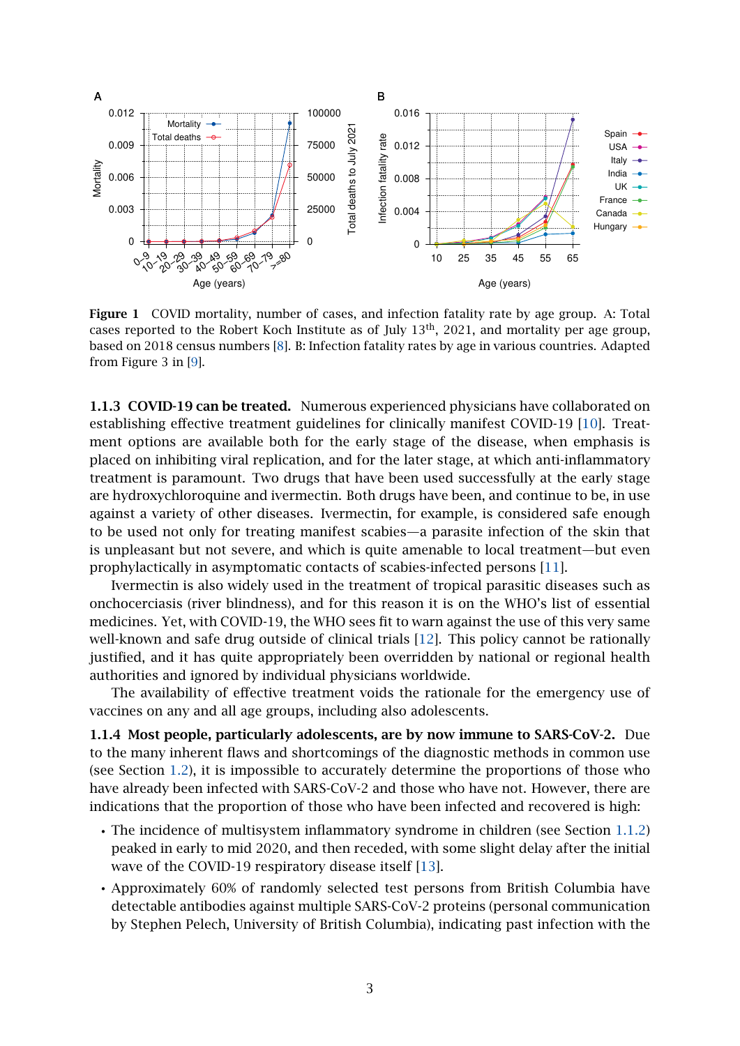**Figure 1** COVID mortality, number of cases, and infection fatality rate by age group. A: Total cases reported to the Robert Koch Institute as of July 13th, 2021, and mortality per age group, based on 2018 census numbers [8]. B: Infection fatality rates by age in various countries. Adapted from Figure 3 in [9].

**1.1.3 COVID-19 can be treated.** Numerous experienced physicians have collaborated on establishing effective treatment guidelines for clinically manifest COVID-19 [10]. Treatment options are available both for the early stage of the disease, when emphasis is placed on inhibiting viral replication, and for the later stage, at which anti-inflammatory treatment is paramount. Two drugs that have been used successfully at the early stage are hydroxychloroquine and ivermectin. Both drugs have been, and continue to be, in use against a variety of other diseases. Ivermectin, for example, is considered safe enough to be used not only for treating manifest scabies—a parasite infection of the skin that is unpleasant but not severe, and which is quite amenable to local treatment—but even prophylactically in asymptomatic contacts of scabies-infected persons [11].

Ivermectin is also widely used in the treatment of tropical parasitic diseases such as onchocerciasis (river blindness), and for this reason it is on the WHO's list of essential medicines. Yet, with COVID-19, the WHO sees fit to warn against the use of this very same well-known and safe drug outside of clinical trials [12]. This policy cannot be rationally justified, and it has quite appropriately been overridden by national or regional health authorities and ignored by individual physicians worldwide.

The availability of effective treatment voids the rationale for the emergency use of vaccines on any and all age groups, including also adolescents.

**1.1.4 Most people, particularly adolescents, are by now immune to SARS-CoV-2.** Due to the many inherent flaws and shortcomings of the diagnostic methods in common use (see Section 1.2), it is impossible to accurately determine the proportions of those who have already been infected with SARS-CoV-2 and those who have not. However, there are indications that the proportion of those who have been infected and recovered is high:

- The incidence of multisystem inflammatory syndrome in children (see Section 1.1.2) peaked in early to mid 2020, and then receded, with some slight delay after the initial wave of the COVID-19 respiratory disease itself [13].
- Approximately 60% of randomly selected test persons from British Columbia have detectable antibodies against multiple SARS-CoV-2 proteins (personal communication by Stephen Pelech, University of British Columbia), indicating past infection with the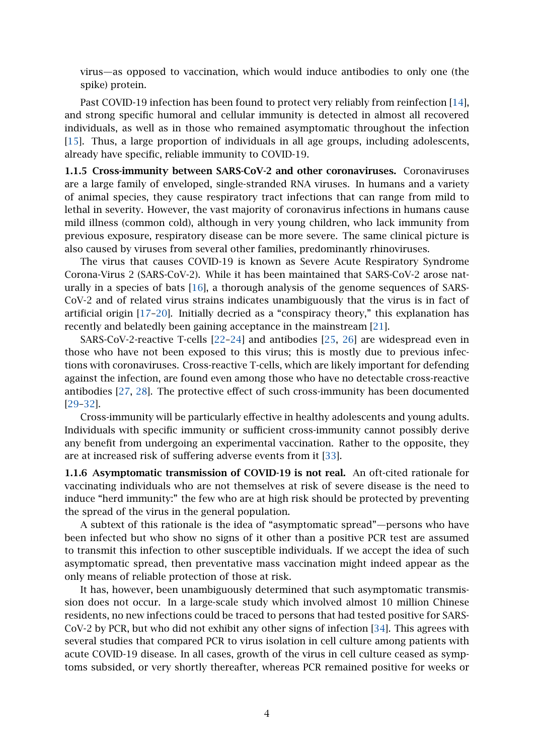virus—as opposed to vaccination, which would induce antibodies to only one (the spike) protein.

Past COVID-19 infection has been found to protect very reliably from reinfection [14], and strong specific humoral and cellular immunity is detected in almost all recovered individuals, as well as in those who remained asymptomatic throughout the infection [15]. Thus, a large proportion of individuals in all age groups, including adolescents, already have specific, reliable immunity to COVID-19.

**1.1.5 Cross-immunity between SARS-CoV-2 and other coronaviruses.** Coronaviruses are a large family of enveloped, single-stranded RNA viruses. In humans and a variety of animal species, they cause respiratory tract infections that can range from mild to lethal in severity. However, the vast majority of coronavirus infections in humans cause mild illness (common cold), although in very young children, who lack immunity from previous exposure, respiratory disease can be more severe. The same clinical picture is also caused by viruses from several other families, predominantly rhinoviruses.

The virus that causes COVID-19 is known as Severe Acute Respiratory Syndrome Corona-Virus 2 (SARS-CoV-2). While it has been maintained that SARS-CoV-2 arose naturally in a species of bats [16], a thorough analysis of the genome sequences of SARS-CoV-2 and of related virus strains indicates unambiguously that the virus is in fact of artificial origin [17–20]. Initially decried as a "conspiracy theory," this explanation has recently and belatedly been gaining acceptance in the mainstream [21].

SARS-CoV-2-reactive T-cells [22–24] and antibodies [25, 26] are widespread even in those who have not been exposed to this virus; this is mostly due to previous infections with coronaviruses. Cross-reactive T-cells, which are likely important for defending against the infection, are found even among those who have no detectable cross-reactive antibodies [27, 28]. The protective effect of such cross-immunity has been documented [29–32].

Cross-immunity will be particularly effective in healthy adolescents and young adults. Individuals with specific immunity or sufficient cross-immunity cannot possibly derive any benefit from undergoing an experimental vaccination. Rather to the opposite, they are at increased risk of suffering adverse events from it [33].

**1.1.6 Asymptomatic transmission of COVID-19 is not real.** An oft-cited rationale for vaccinating individuals who are not themselves at risk of severe disease is the need to induce "herd immunity:" the few who are at high risk should be protected by preventing the spread of the virus in the general population.

A subtext of this rationale is the idea of "asymptomatic spread"—persons who have been infected but who show no signs of it other than a positive PCR test are assumed to transmit this infection to other susceptible individuals. If we accept the idea of such asymptomatic spread, then preventative mass vaccination might indeed appear as the only means of reliable protection of those at risk.

It has, however, been unambiguously determined that such asymptomatic transmission does not occur. In a large-scale study which involved almost 10 million Chinese residents, no new infections could be traced to persons that had tested positive for SARS-CoV-2 by PCR, but who did not exhibit any other signs of infection [34]. This agrees with several studies that compared PCR to virus isolation in cell culture among patients with acute COVID-19 disease. In all cases, growth of the virus in cell culture ceased as symptoms subsided, or very shortly thereafter, whereas PCR remained positive for weeks or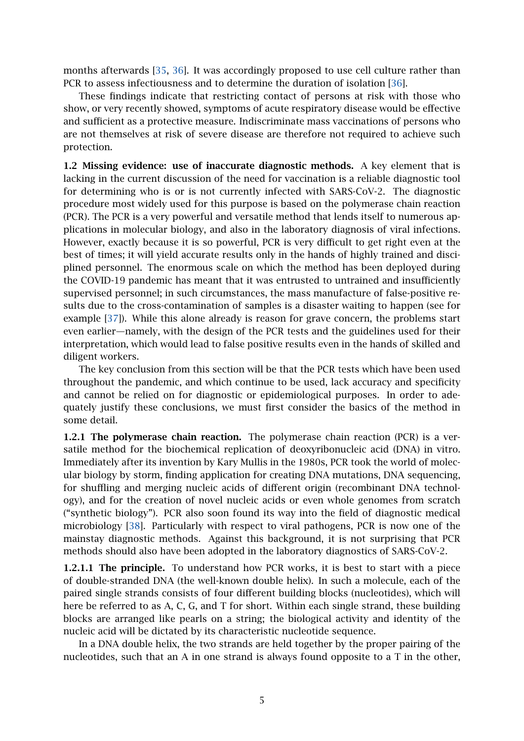months afterwards [35, 36]. It was accordingly proposed to use cell culture rather than PCR to assess infectiousness and to determine the duration of isolation [36].

These findings indicate that restricting contact of persons at risk with those who show, or very recently showed, symptoms of acute respiratory disease would be effective and sufficient as a protective measure. Indiscriminate mass vaccinations of persons who are not themselves at risk of severe disease are therefore not required to achieve such protection.

**1.2 Missing evidence: use of inaccurate diagnostic methods.** A key element that is lacking in the current discussion of the need for vaccination is a reliable diagnostic tool for determining who is or is not currently infected with SARS-CoV-2. The diagnostic procedure most widely used for this purpose is based on the polymerase chain reaction (PCR). The PCR is a very powerful and versatile method that lends itself to numerous applications in molecular biology, and also in the laboratory diagnosis of viral infections. However, exactly because it is so powerful, PCR is very difficult to get right even at the best of times; it will yield accurate results only in the hands of highly trained and disciplined personnel. The enormous scale on which the method has been deployed during the COVID-19 pandemic has meant that it was entrusted to untrained and insufficiently supervised personnel; in such circumstances, the mass manufacture of false-positive results due to the cross-contamination of samples is a disaster waiting to happen (see for example [37]). While this alone already is reason for grave concern, the problems start even earlier—namely, with the design of the PCR tests and the guidelines used for their interpretation, which would lead to false positive results even in the hands of skilled and diligent workers.

The key conclusion from this section will be that the PCR tests which have been used throughout the pandemic, and which continue to be used, lack accuracy and specificity and cannot be relied on for diagnostic or epidemiological purposes. In order to adequately justify these conclusions, we must first consider the basics of the method in some detail.

**1.2.1 The polymerase chain reaction.** The polymerase chain reaction (PCR) is a versatile method for the biochemical replication of deoxyribonucleic acid (DNA) in vitro. Immediately after its invention by Kary Mullis in the 1980s, PCR took the world of molecular biology by storm, finding application for creating DNA mutations, DNA sequencing, for shuffling and merging nucleic acids of different origin (recombinant DNA technology), and for the creation of novel nucleic acids or even whole genomes from scratch ("synthetic biology"). PCR also soon found its way into the field of diagnostic medical microbiology [38]. Particularly with respect to viral pathogens, PCR is now one of the mainstay diagnostic methods. Against this background, it is not surprising that PCR methods should also have been adopted in the laboratory diagnostics of SARS-CoV-2.

**1.2.1.1 The principle.** To understand how PCR works, it is best to start with a piece of double-stranded DNA (the well-known double helix). In such a molecule, each of the paired single strands consists of four different building blocks (nucleotides), which will here be referred to as A, C, G, and T for short. Within each single strand, these building blocks are arranged like pearls on a string; the biological activity and identity of the nucleic acid will be dictated by its characteristic nucleotide sequence.

In a DNA double helix, the two strands are held together by the proper pairing of the nucleotides, such that an A in one strand is always found opposite to a T in the other,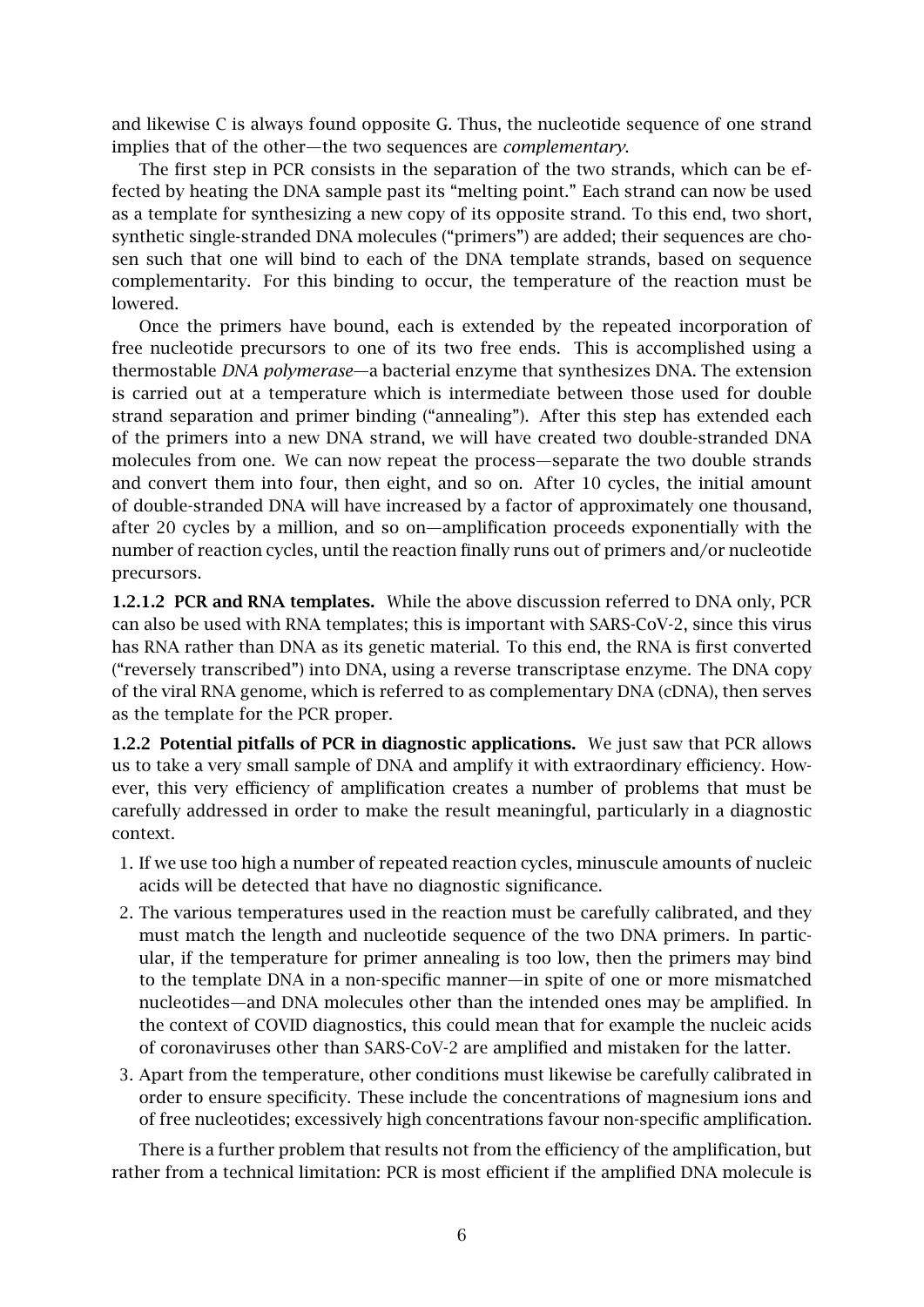and likewise C is always found opposite G. Thus, the nucleotide sequence of one strand implies that of the other—the two sequences are *complementary*.

The first step in PCR consists in the separation of the two strands, which can be effected by heating the DNA sample past its "melting point." Each strand can now be used as a template for synthesizing a new copy of its opposite strand. To this end, two short, synthetic single-stranded DNA molecules ("primers") are added; their sequences are chosen such that one will bind to each of the DNA template strands, based on sequence complementarity. For this binding to occur, the temperature of the reaction must be lowered.

Once the primers have bound, each is extended by the repeated incorporation of free nucleotide precursors to one of its two free ends. This is accomplished using a thermostable *DNA polymerase*—a bacterial enzyme that synthesizes DNA. The extension is carried out at a temperature which is intermediate between those used for double strand separation and primer binding ("annealing"). After this step has extended each of the primers into a new DNA strand, we will have created two double-stranded DNA molecules from one. We can now repeat the process—separate the two double strands and convert them into four, then eight, and so on. After 10 cycles, the initial amount of double-stranded DNA will have increased by a factor of approximately one thousand, after 20 cycles by a million, and so on—amplification proceeds exponentially with the number of reaction cycles, until the reaction finally runs out of primers and/or nucleotide precursors.

**1.2.1.2 PCR and RNA templates.** While the above discussion referred to DNA only, PCR can also be used with RNA templates; this is important with SARS-CoV-2, since this virus has RNA rather than DNA as its genetic material. To this end, the RNA is first converted ("reversely transcribed") into DNA, using a reverse transcriptase enzyme. The DNA copy of the viral RNA genome, which is referred to as complementary DNA (cDNA), then serves as the template for the PCR proper.

**1.2.2 Potential pitfalls of PCR in diagnostic applications.** We just saw that PCR allows us to take a very small sample of DNA and amplify it with extraordinary efficiency. However, this very efficiency of amplification creates a number of problems that must be carefully addressed in order to make the result meaningful, particularly in a diagnostic context.

1. If we use too high a number of repeated reaction cycles, minuscule amounts of nucleic acids will be detected that have no diagnostic significance.
2. The various temperatures used in the reaction must be carefully calibrated, and they must match the length and nucleotide sequence of the two DNA primers. In particular, if the temperature for primer annealing is too low, then the primers may bind to the template DNA in a non-specific manner—in spite of one or more mismatched nucleotides—and DNA molecules other than the intended ones may be amplified. In the context of COVID diagnostics, this could mean that for example the nucleic acids of coronaviruses other than SARS-CoV-2 are amplified and mistaken for the latter.
3. Apart from the temperature, other conditions must likewise be carefully calibrated in order to ensure specificity. These include the concentrations of magnesium ions and of free nucleotides; excessively high concentrations favour non-specific amplification.

There is a further problem that results not from the efficiency of the amplification, but rather from a technical limitation: PCR is most efficient if the amplified DNA molecule is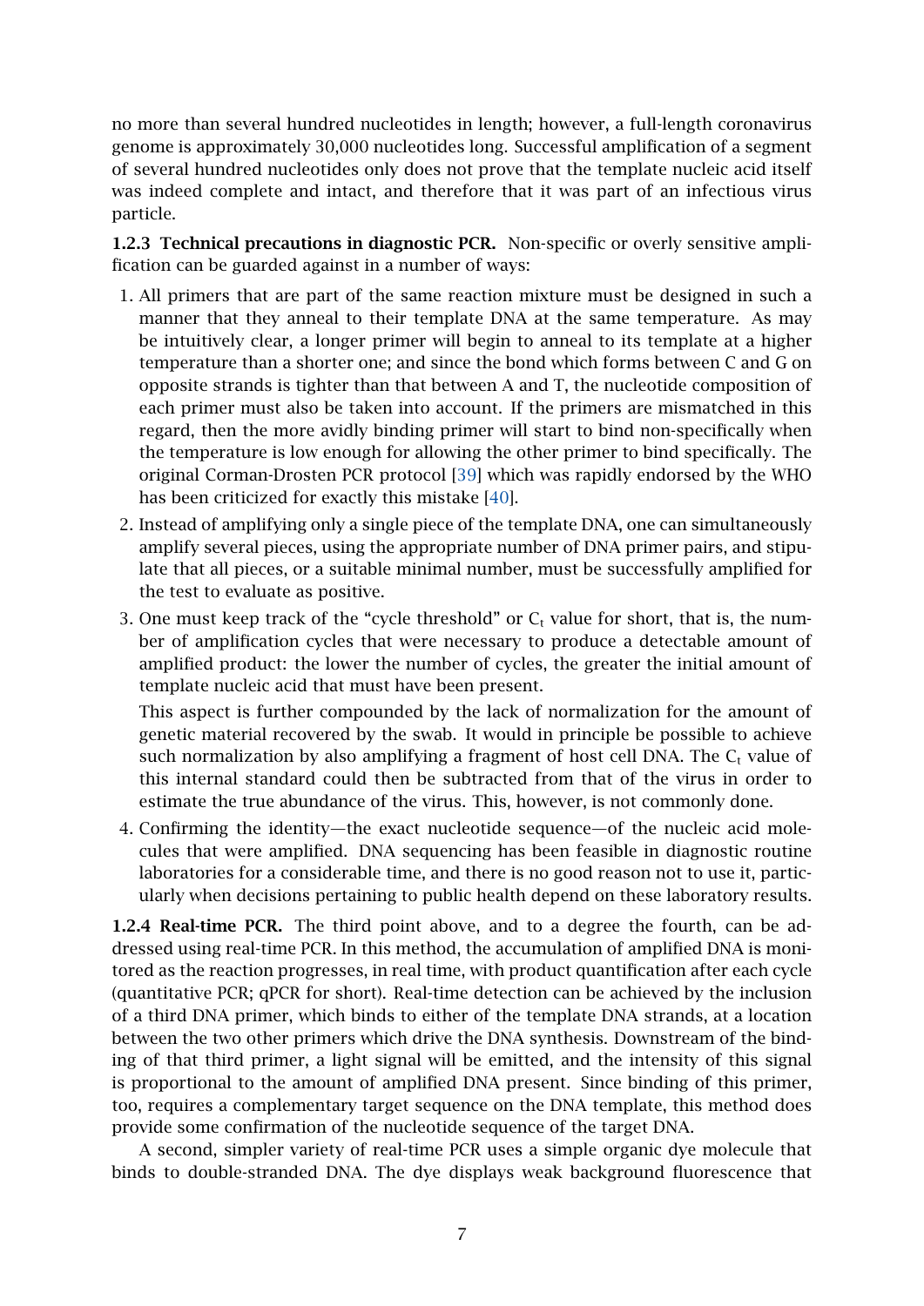no more than several hundred nucleotides in length; however, a full-length coronavirus genome is approximately 30,000 nucleotides long. Successful amplification of a segment of several hundred nucleotides only does not prove that the template nucleic acid itself was indeed complete and intact, and therefore that it was part of an infectious virus particle.

**1.2.3 Technical precautions in diagnostic PCR.** Non-specific or overly sensitive amplification can be guarded against in a number of ways:

1. All primers that are part of the same reaction mixture must be designed in such a manner that they anneal to their template DNA at the same temperature. As may be intuitively clear, a longer primer will begin to anneal to its template at a higher temperature than a shorter one; and since the bond which forms between C and G on opposite strands is tighter than that between A and T, the nucleotide composition of each primer must also be taken into account. If the primers are mismatched in this regard, then the more avidly binding primer will start to bind non-specifically when the temperature is low enough for allowing the other primer to bind specifically. The original Corman-Drosten PCR protocol [39] which was rapidly endorsed by the WHO has been criticized for exactly this mistake [40].
2. Instead of amplifying only a single piece of the template DNA, one can simultaneously amplify several pieces, using the appropriate number of DNA primer pairs, and stipulate that all pieces, or a suitable minimal number, must be successfully amplified for the test to evaluate as positive.
3. One must keep track of the "cycle threshold" or $C_t$ value for short, that is, the number of amplification cycles that were necessary to produce a detectable amount of amplified product: the lower the number of cycles, the greater the initial amount of template nucleic acid that must have been present.

   This aspect is further compounded by the lack of normalization for the amount of genetic material recovered by the swab. It would in principle be possible to achieve such normalization by also amplifying a fragment of host cell DNA. The $C_t$ value of this internal standard could then be subtracted from that of the virus in order to estimate the true abundance of the virus. This, however, is not commonly done.
4. Confirming the identity—the exact nucleotide sequence—of the nucleic acid molecules that were amplified. DNA sequencing has been feasible in diagnostic routine laboratories for a considerable time, and there is no good reason not to use it, particularly when decisions pertaining to public health depend on these laboratory results.

**1.2.4 Real-time PCR.** The third point above, and to a degree the fourth, can be addressed using real-time PCR. In this method, the accumulation of amplified DNA is monitored as the reaction progresses, in real time, with product quantification after each cycle (quantitative PCR; qPCR for short). Real-time detection can be achieved by the inclusion of a third DNA primer, which binds to either of the template DNA strands, at a location between the two other primers which drive the DNA synthesis. Downstream of the binding of that third primer, a light signal will be emitted, and the intensity of this signal is proportional to the amount of amplified DNA present. Since binding of this primer, too, requires a complementary target sequence on the DNA template, this method does provide some confirmation of the nucleotide sequence of the target DNA.

A second, simpler variety of real-time PCR uses a simple organic dye molecule that binds to double-stranded DNA. The dye displays weak background fluorescence that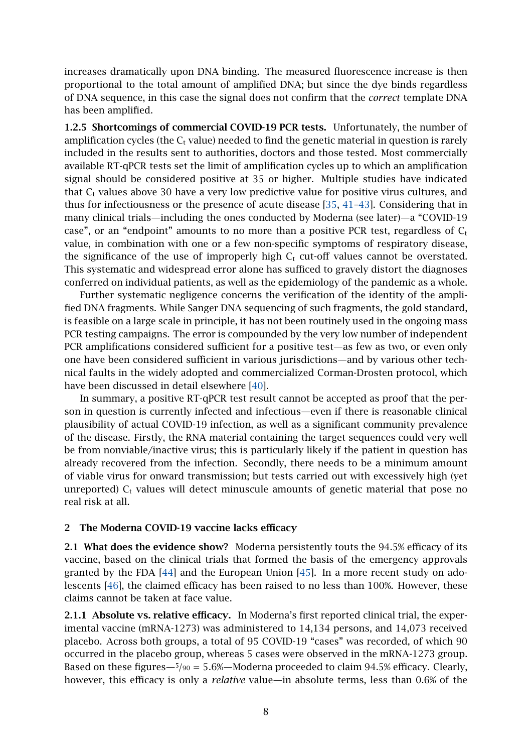increases dramatically upon DNA binding. The measured fluorescence increase is then proportional to the total amount of amplified DNA; but since the dye binds regardless of DNA sequence, in this case the signal does not confirm that the *correct* template DNA has been amplified.

**1.2.5 Shortcomings of commercial COVID-19 PCR tests.** Unfortunately, the number of amplification cycles (the $C_t$ value) needed to find the genetic material in question is rarely included in the results sent to authorities, doctors and those tested. Most commercially available RT-qPCR tests set the limit of amplification cycles up to which an amplification signal should be considered positive at 35 or higher. Multiple studies have indicated that $C_t$ values above 30 have a very low predictive value for positive virus cultures, and thus for infectiousness or the presence of acute disease [35, 41–43]. Considering that in many clinical trials—including the ones conducted by Moderna (see later)—a "COVID-19 case", or an "endpoint" amounts to no more than a positive PCR test, regardless of $C_t$ value, in combination with one or a few non-specific symptoms of respiratory disease, the significance of the use of improperly high $C_t$ cut-off values cannot be overstated. This systematic and widespread error alone has sufficed to gravely distort the diagnoses conferred on individual patients, as well as the epidemiology of the pandemic as a whole.

Further systematic negligence concerns the verification of the identity of the amplified DNA fragments. While Sanger DNA sequencing of such fragments, the gold standard, is feasible on a large scale in principle, it has not been routinely used in the ongoing mass PCR testing campaigns. The error is compounded by the very low number of independent PCR amplifications considered sufficient for a positive test—as few as two, or even only one have been considered sufficient in various jurisdictions—and by various other technical faults in the widely adopted and commercialized Corman-Drosten protocol, which have been discussed in detail elsewhere [40].

In summary, a positive RT-qPCR test result cannot be accepted as proof that the person in question is currently infected and infectious—even if there is reasonable clinical plausibility of actual COVID-19 infection, as well as a significant community prevalence of the disease. Firstly, the RNA material containing the target sequences could very well be from nonviable/inactive virus; this is particularly likely if the patient in question has already recovered from the infection. Secondly, there needs to be a minimum amount of viable virus for onward transmission; but tests carried out with excessively high (yet unreported) $C_t$ values will detect minuscule amounts of genetic material that pose no real risk at all.

## 2 The Moderna COVID-19 vaccine lacks efficacy

**2.1 What does the evidence show?** Moderna persistently touts the 94.5% efficacy of its vaccine, based on the clinical trials that formed the basis of the emergency approvals granted by the FDA [44] and the European Union [45]. In a more recent study on adolescents [46], the claimed efficacy has been raised to no less than 100%. However, these claims cannot be taken at face value.

**2.1.1 Absolute vs. relative efficacy.** In Moderna's first reported clinical trial, the experimental vaccine (mRNA-1273) was administered to 14,134 persons, and 14,073 received placebo. Across both groups, a total of 95 COVID-19 "cases" was recorded, of which 90 occurred in the placebo group, whereas 5 cases were observed in the mRNA-1273 group. Based on these figures—$5/90 = 5.6\%$—Moderna proceeded to claim 94.5% efficacy. Clearly, however, this efficacy is only a *relative* value—in absolute terms, less than 0.6% of the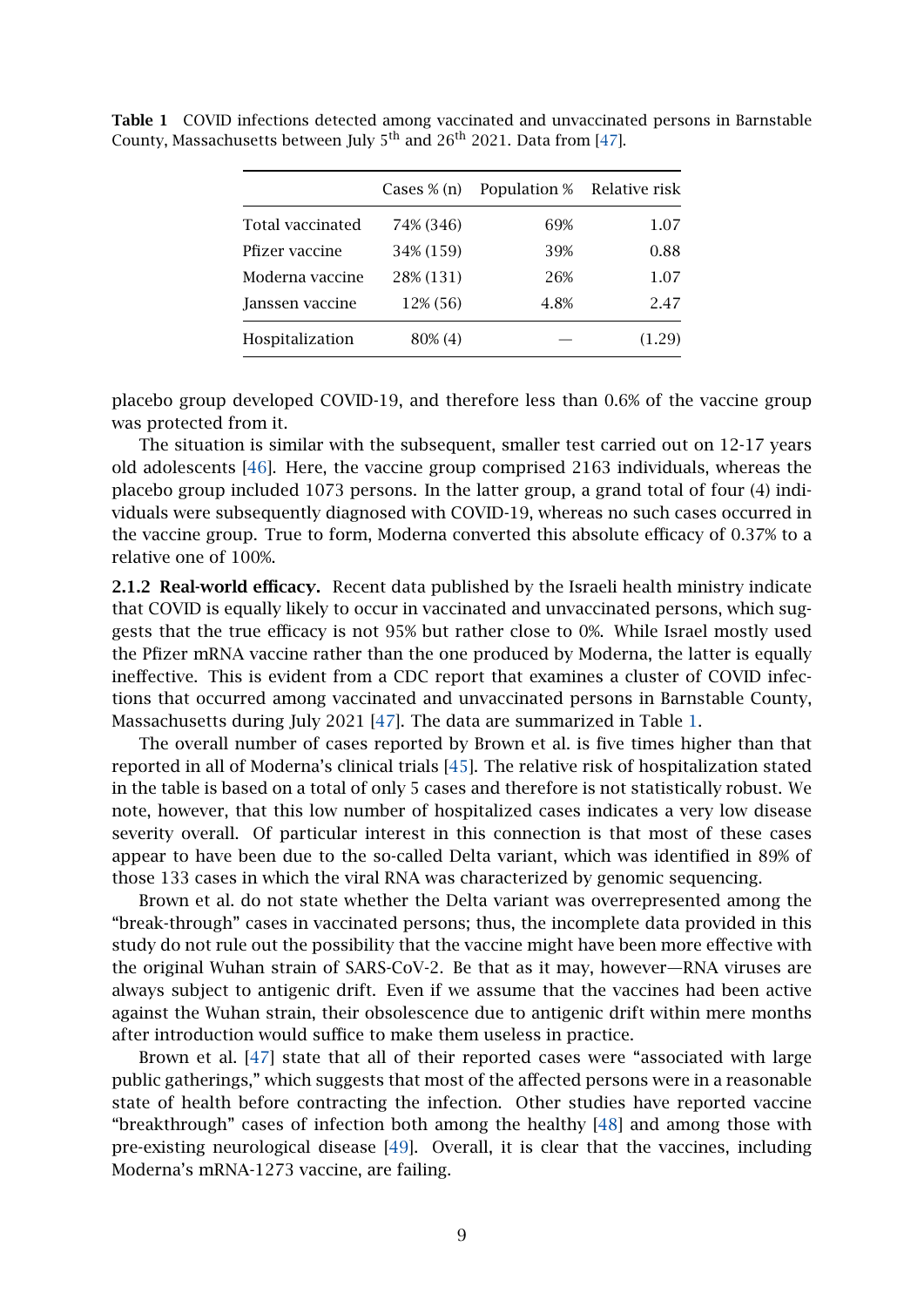**Table 1** COVID infections detected among vaccinated and unvaccinated persons in Barnstable County, Massachusetts between July 5th and 26th 2021. Data from [47].

| | Cases % (n) | Population % | Relative risk |
|---|---|---|---|
| Total vaccinated | 74% (346) | 69% | 1.07 |
| Pfizer vaccine | 34% (159) | 39% | 0.88 |
| Moderna vaccine | 28% (131) | 26% | 1.07 |
| Janssen vaccine | 12% (56) | 4.8% | 2.47 |
| Hospitalization | 80% (4) | — | (1.29) |

placebo group developed COVID-19, and therefore less than 0.6% of the vaccine group was protected from it.

The situation is similar with the subsequent, smaller test carried out on 12-17 years old adolescents [46]. Here, the vaccine group comprised 2163 individuals, whereas the placebo group included 1073 persons. In the latter group, a grand total of four (4) individuals were subsequently diagnosed with COVID-19, whereas no such cases occurred in the vaccine group. True to form, Moderna converted this absolute efficacy of 0.37% to a relative one of 100%.

**2.1.2 Real-world efficacy.** Recent data published by the Israeli health ministry indicate that COVID is equally likely to occur in vaccinated and unvaccinated persons, which suggests that the true efficacy is not 95% but rather close to 0%. While Israel mostly used the Pfizer mRNA vaccine rather than the one produced by Moderna, the latter is equally ineffective. This is evident from a CDC report that examines a cluster of COVID infections that occurred among vaccinated and unvaccinated persons in Barnstable County, Massachusetts during July 2021 [47]. The data are summarized in Table 1.

The overall number of cases reported by Brown et al. is five times higher than that reported in all of Moderna's clinical trials [45]. The relative risk of hospitalization stated in the table is based on a total of only 5 cases and therefore is not statistically robust. We note, however, that this low number of hospitalized cases indicates a very low disease severity overall. Of particular interest in this connection is that most of these cases appear to have been due to the so-called Delta variant, which was identified in 89% of those 133 cases in which the viral RNA was characterized by genomic sequencing.

Brown et al. do not state whether the Delta variant was overrepresented among the "break-through" cases in vaccinated persons; thus, the incomplete data provided in this study do not rule out the possibility that the vaccine might have been more effective with the original Wuhan strain of SARS-CoV-2. Be that as it may, however—RNA viruses are always subject to antigenic drift. Even if we assume that the vaccines had been active against the Wuhan strain, their obsolescence due to antigenic drift within mere months after introduction would suffice to make them useless in practice.

Brown et al. [47] state that all of their reported cases were "associated with large public gatherings," which suggests that most of the affected persons were in a reasonable state of health before contracting the infection. Other studies have reported vaccine "breakthrough" cases of infection both among the healthy [48] and among those with pre-existing neurological disease [49]. Overall, it is clear that the vaccines, including Moderna's mRNA-1273 vaccine, are failing.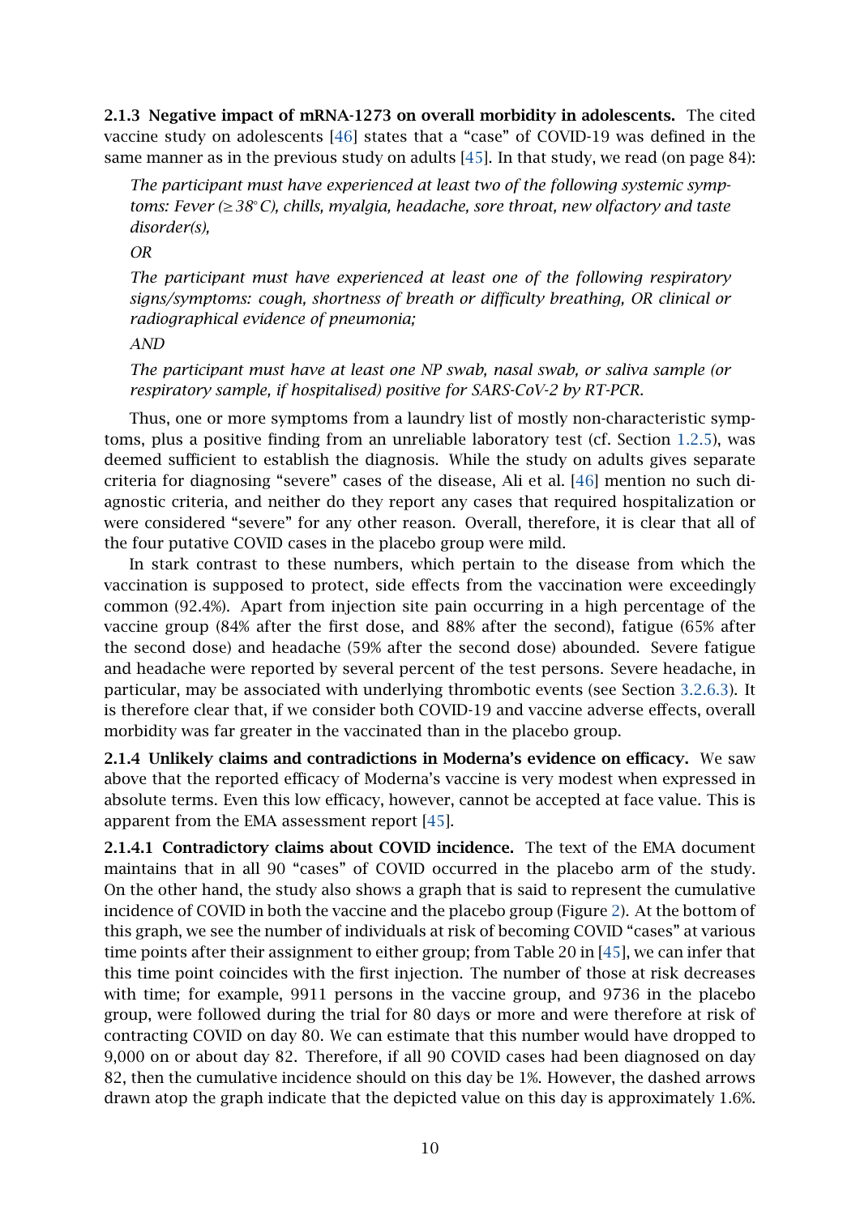**2.1.3 Negative impact of mRNA-1273 on overall morbidity in adolescents.** The cited vaccine study on adolescents [46] states that a "case" of COVID-19 was defined in the same manner as in the previous study on adults [45]. In that study, we read (on page 84):

> *The participant must have experienced at least two of the following systemic symptoms: Fever (≥ 38° C), chills, myalgia, headache, sore throat, new olfactory and taste disorder(s),*
>
> *OR*
>
> *The participant must have experienced at least one of the following respiratory signs/symptoms: cough, shortness of breath or difficulty breathing, OR clinical or radiographical evidence of pneumonia;*
>
> *AND*
>
> *The participant must have at least one NP swab, nasal swab, or saliva sample (or respiratory sample, if hospitalised) positive for SARS-CoV-2 by RT-PCR.*

Thus, one or more symptoms from a laundry list of mostly non-characteristic symptoms, plus a positive finding from an unreliable laboratory test (cf. Section 1.2.5), was deemed sufficient to establish the diagnosis. While the study on adults gives separate criteria for diagnosing "severe" cases of the disease, Ali et al. [46] mention no such diagnostic criteria, and neither do they report any cases that required hospitalization or were considered "severe" for any other reason. Overall, therefore, it is clear that all of the four putative COVID cases in the placebo group were mild.

In stark contrast to these numbers, which pertain to the disease from which the vaccination is supposed to protect, side effects from the vaccination were exceedingly common (92.4%). Apart from injection site pain occurring in a high percentage of the vaccine group (84% after the first dose, and 88% after the second), fatigue (65% after the second dose) and headache (59% after the second dose) abounded. Severe fatigue and headache were reported by several percent of the test persons. Severe headache, in particular, may be associated with underlying thrombotic events (see Section 3.2.6.3). It is therefore clear that, if we consider both COVID-19 and vaccine adverse effects, overall morbidity was far greater in the vaccinated than in the placebo group.

**2.1.4 Unlikely claims and contradictions in Moderna's evidence on efficacy.** We saw above that the reported efficacy of Moderna's vaccine is very modest when expressed in absolute terms. Even this low efficacy, however, cannot be accepted at face value. This is apparent from the EMA assessment report [45].

**2.1.4.1 Contradictory claims about COVID incidence.** The text of the EMA document maintains that in all 90 "cases" of COVID occurred in the placebo arm of the study. On the other hand, the study also shows a graph that is said to represent the cumulative incidence of COVID in both the vaccine and the placebo group (Figure 2). At the bottom of this graph, we see the number of individuals at risk of becoming COVID "cases" at various time points after their assignment to either group; from Table 20 in [45], we can infer that this time point coincides with the first injection. The number of those at risk decreases with time; for example, 9911 persons in the vaccine group, and 9736 in the placebo group, were followed during the trial for 80 days or more and were therefore at risk of contracting COVID on day 80. We can estimate that this number would have dropped to 9,000 on or about day 82. Therefore, if all 90 COVID cases had been diagnosed on day 82, then the cumulative incidence should on this day be 1%. However, the dashed arrows drawn atop the graph indicate that the depicted value on this day is approximately 1.6%.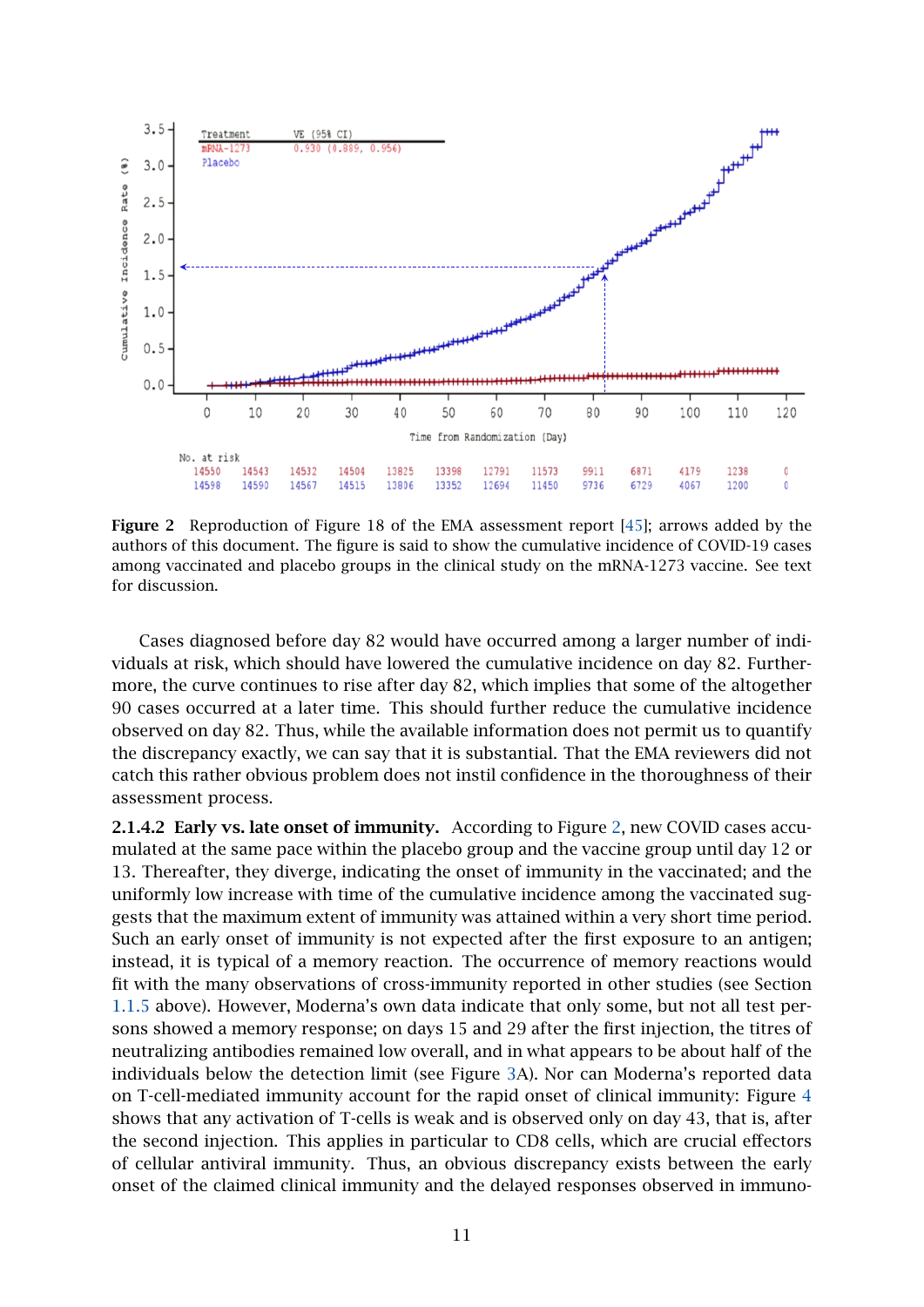**Figure 2** Reproduction of Figure 18 of the EMA assessment report [45]; arrows added by the authors of this document. The figure is said to show the cumulative incidence of COVID-19 cases among vaccinated and placebo groups in the clinical study on the mRNA-1273 vaccine. See text for discussion.

Cases diagnosed before day 82 would have occurred among a larger number of individuals at risk, which should have lowered the cumulative incidence on day 82. Furthermore, the curve continues to rise after day 82, which implies that some of the altogether 90 cases occurred at a later time. This should further reduce the cumulative incidence observed on day 82. Thus, while the available information does not permit us to quantify the discrepancy exactly, we can say that it is substantial. That the EMA reviewers did not catch this rather obvious problem does not instil confidence in the thoroughness of their assessment process.

**2.1.4.2 Early vs. late onset of immunity.** According to Figure 2, new COVID cases accumulated at the same pace within the placebo group and the vaccine group until day 12 or 13. Thereafter, they diverge, indicating the onset of immunity in the vaccinated; and the uniformly low increase with time of the cumulative incidence among the vaccinated suggests that the maximum extent of immunity was attained within a very short time period. Such an early onset of immunity is not expected after the first exposure to an antigen; instead, it is typical of a memory reaction. The occurrence of memory reactions would fit with the many observations of cross-immunity reported in other studies (see Section 1.1.5 above). However, Moderna's own data indicate that only some, but not all test persons showed a memory response; on days 15 and 29 after the first injection, the titres of neutralizing antibodies remained low overall, and in what appears to be about half of the individuals below the detection limit (see Figure 3A). Nor can Moderna's reported data on T-cell-mediated immunity account for the rapid onset of clinical immunity: Figure 4 shows that any activation of T-cells is weak and is observed only on day 43, that is, after the second injection. This applies in particular to CD8 cells, which are crucial effectors of cellular antiviral immunity. Thus, an obvious discrepancy exists between the early onset of the claimed clinical immunity and the delayed responses observed in immuno-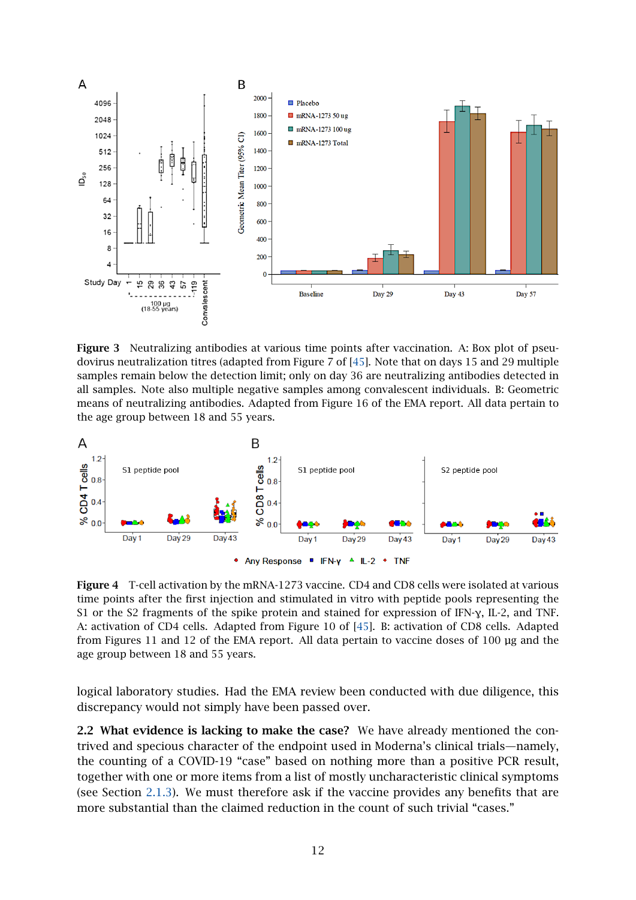**Figure 3** Neutralizing antibodies at various time points after vaccination. A: Box plot of pseudovirus neutralization titres (adapted from Figure 7 of [45]. Note that on days 15 and 29 multiple samples remain below the detection limit; only on day 36 are neutralizing antibodies detected in all samples. Note also multiple negative samples among convalescent individuals. B: Geometric means of neutralizing antibodies. Adapted from Figure 16 of the EMA report. All data pertain to the age group between 18 and 55 years.

**Figure 4** T-cell activation by the mRNA-1273 vaccine. CD4 and CD8 cells were isolated at various time points after the first injection and stimulated in vitro with peptide pools representing the S1 or the S2 fragments of the spike protein and stained for expression of IFN-γ, IL-2, and TNF. A: activation of CD4 cells. Adapted from Figure 10 of [45]. B: activation of CD8 cells. Adapted from Figures 11 and 12 of the EMA report. All data pertain to vaccine doses of 100 µg and the age group between 18 and 55 years.

logical laboratory studies. Had the EMA review been conducted with due diligence, this discrepancy would not simply have been passed over.

**2.2 What evidence is lacking to make the case?** We have already mentioned the contrived and specious character of the endpoint used in Moderna's clinical trials—namely, the counting of a COVID-19 "case" based on nothing more than a positive PCR result, together with one or more items from a list of mostly uncharacteristic clinical symptoms (see Section 2.1.3). We must therefore ask if the vaccine provides any benefits that are more substantial than the claimed reduction in the count of such trivial "cases."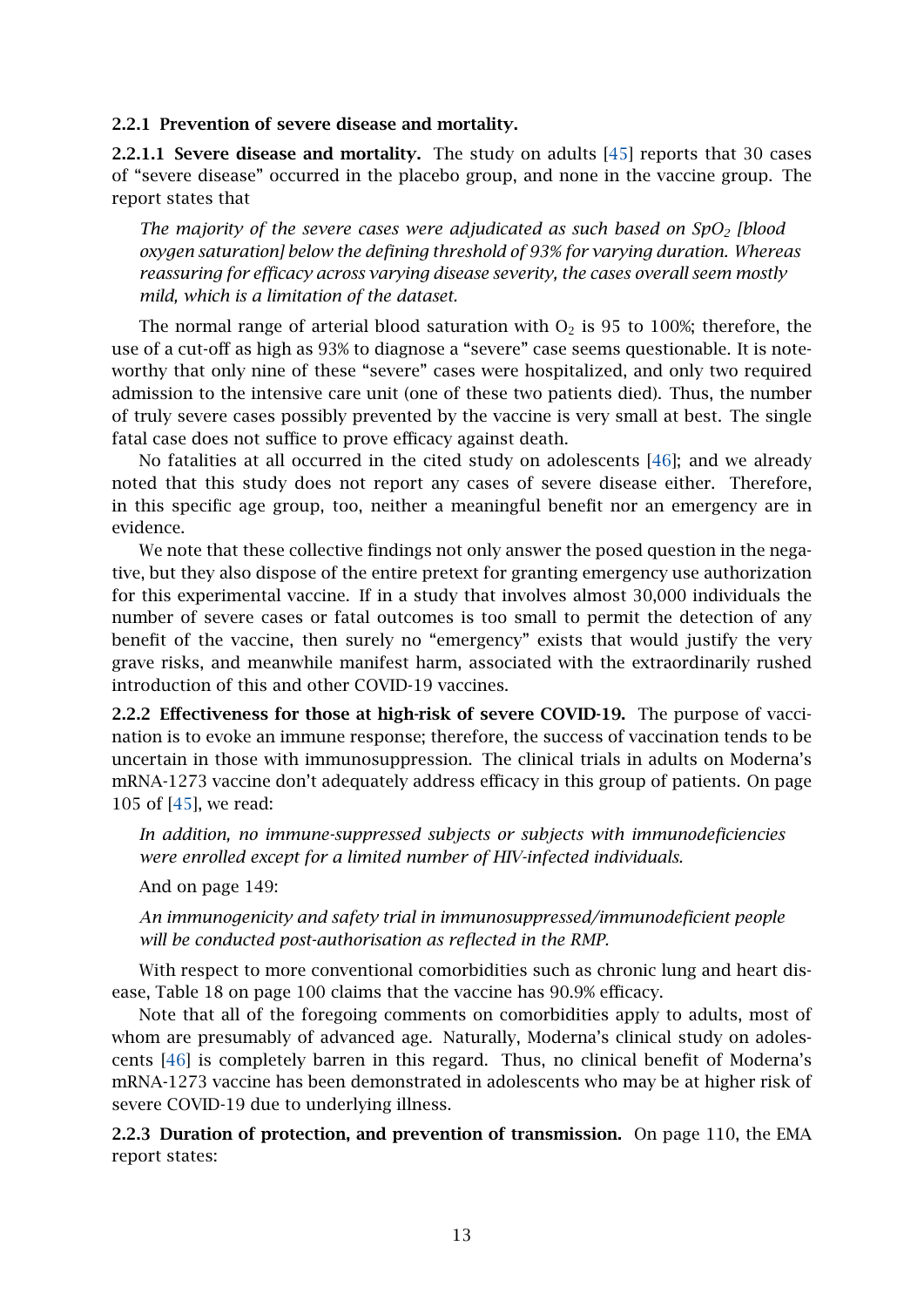### 2.2.1 Prevention of severe disease and mortality.

**2.2.1.1 Severe disease and mortality.** The study on adults [45] reports that 30 cases of "severe disease" occurred in the placebo group, and none in the vaccine group. The report states that

> *The majority of the severe cases were adjudicated as such based on $SpO_2$ [blood oxygen saturation] below the defining threshold of 93% for varying duration. Whereas reassuring for efficacy across varying disease severity, the cases overall seem mostly mild, which is a limitation of the dataset.*

The normal range of arterial blood saturation with $O_2$ is 95 to 100%; therefore, the use of a cut-off as high as 93% to diagnose a "severe" case seems questionable. It is noteworthy that only nine of these "severe" cases were hospitalized, and only two required admission to the intensive care unit (one of these two patients died). Thus, the number of truly severe cases possibly prevented by the vaccine is very small at best. The single fatal case does not suffice to prove efficacy against death.

No fatalities at all occurred in the cited study on adolescents [46]; and we already noted that this study does not report any cases of severe disease either. Therefore, in this specific age group, too, neither a meaningful benefit nor an emergency are in evidence.

We note that these collective findings not only answer the posed question in the negative, but they also dispose of the entire pretext for granting emergency use authorization for this experimental vaccine. If in a study that involves almost 30,000 individuals the number of severe cases or fatal outcomes is too small to permit the detection of any benefit of the vaccine, then surely no "emergency" exists that would justify the very grave risks, and meanwhile manifest harm, associated with the extraordinarily rushed introduction of this and other COVID-19 vaccines.

### 2.2.2 Effectiveness for those at high-risk of severe COVID-19.

The purpose of vaccination is to evoke an immune response; therefore, the success of vaccination tends to be uncertain in those with immunosuppression. The clinical trials in adults on Moderna's mRNA-1273 vaccine don't adequately address efficacy in this group of patients. On page 105 of [45], we read:

> *In addition, no immune-suppressed subjects or subjects with immunodeficiencies were enrolled except for a limited number of HIV-infected individuals.*

And on page 149:

> *An immunogenicity and safety trial in immunosuppressed/immunodeficient people will be conducted post-authorisation as reflected in the RMP.*

With respect to more conventional comorbidities such as chronic lung and heart disease, Table 18 on page 100 claims that the vaccine has 90.9% efficacy.

Note that all of the foregoing comments on comorbidities apply to adults, most of whom are presumably of advanced age. Naturally, Moderna's clinical study on adolescents [46] is completely barren in this regard. Thus, no clinical benefit of Moderna's mRNA-1273 vaccine has been demonstrated in adolescents who may be at higher risk of severe COVID-19 due to underlying illness.

### 2.2.3 Duration of protection, and prevention of transmission.

On page 110, the EMA report states: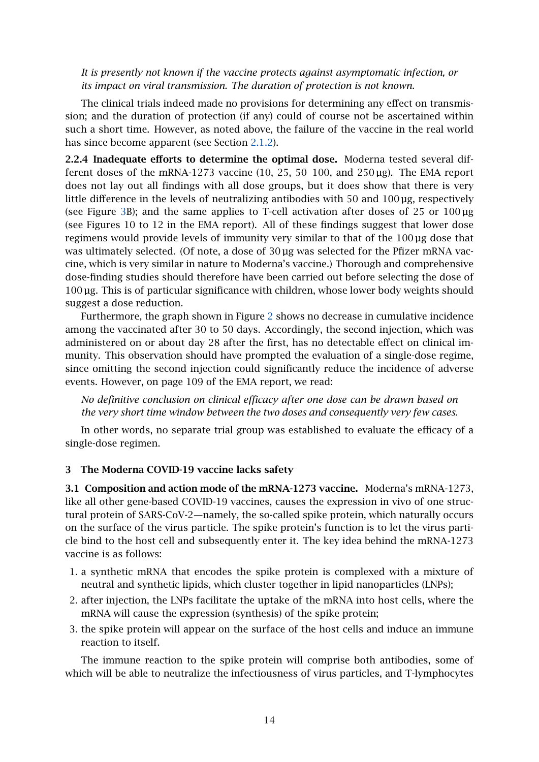*It is presently not known if the vaccine protects against asymptomatic infection, or its impact on viral transmission. The duration of protection is not known.*

The clinical trials indeed made no provisions for determining any effect on transmission; and the duration of protection (if any) could of course not be ascertained within such a short time. However, as noted above, the failure of the vaccine in the real world has since become apparent (see Section 2.1.2).

**2.2.4 Inadequate efforts to determine the optimal dose.** Moderna tested several different doses of the mRNA-1273 vaccine (10, 25, 50 100, and 250 µg). The EMA report does not lay out all findings with all dose groups, but it does show that there is very little difference in the levels of neutralizing antibodies with 50 and 100 µg, respectively (see Figure 3B); and the same applies to T-cell activation after doses of 25 or 100 µg (see Figures 10 to 12 in the EMA report). All of these findings suggest that lower dose regimens would provide levels of immunity very similar to that of the 100 µg dose that was ultimately selected. (Of note, a dose of 30 µg was selected for the Pfizer mRNA vaccine, which is very similar in nature to Moderna's vaccine.) Thorough and comprehensive dose-finding studies should therefore have been carried out before selecting the dose of 100 µg. This is of particular significance with children, whose lower body weights should suggest a dose reduction.

Furthermore, the graph shown in Figure 2 shows no decrease in cumulative incidence among the vaccinated after 30 to 50 days. Accordingly, the second injection, which was administered on or about day 28 after the first, has no detectable effect on clinical immunity. This observation should have prompted the evaluation of a single-dose regime, since omitting the second injection could significantly reduce the incidence of adverse events. However, on page 109 of the EMA report, we read:

*No definitive conclusion on clinical efficacy after one dose can be drawn based on the very short time window between the two doses and consequently very few cases.*

In other words, no separate trial group was established to evaluate the efficacy of a single-dose regimen.

## 3 The Moderna COVID-19 vaccine lacks safety

**3.1 Composition and action mode of the mRNA-1273 vaccine.** Moderna's mRNA-1273, like all other gene-based COVID-19 vaccines, causes the expression in vivo of one structural protein of SARS-CoV-2—namely, the so-called spike protein, which naturally occurs on the surface of the virus particle. The spike protein's function is to let the virus particle bind to the host cell and subsequently enter it. The key idea behind the mRNA-1273 vaccine is as follows:

1. a synthetic mRNA that encodes the spike protein is complexed with a mixture of neutral and synthetic lipids, which cluster together in lipid nanoparticles (LNPs);
2. after injection, the LNPs facilitate the uptake of the mRNA into host cells, where the mRNA will cause the expression (synthesis) of the spike protein;
3. the spike protein will appear on the surface of the host cells and induce an immune reaction to itself.

The immune reaction to the spike protein will comprise both antibodies, some of which will be able to neutralize the infectiousness of virus particles, and T-lymphocytes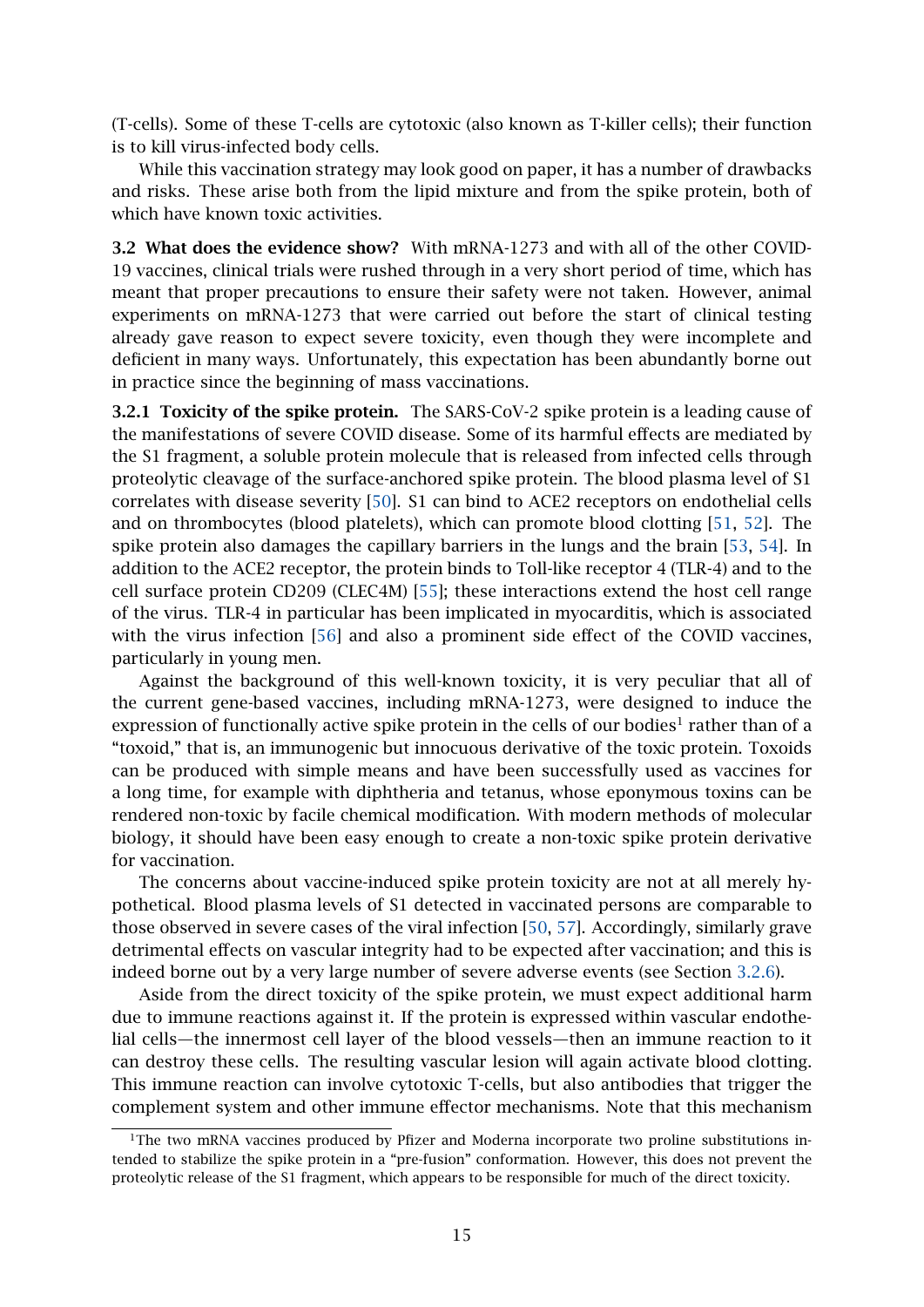(T-cells). Some of these T-cells are cytotoxic (also known as T-killer cells); their function is to kill virus-infected body cells.

While this vaccination strategy may look good on paper, it has a number of drawbacks and risks. These arise both from the lipid mixture and from the spike protein, both of which have known toxic activities.

**3.2 What does the evidence show?** With mRNA-1273 and with all of the other COVID-19 vaccines, clinical trials were rushed through in a very short period of time, which has meant that proper precautions to ensure their safety were not taken. However, animal experiments on mRNA-1273 that were carried out before the start of clinical testing already gave reason to expect severe toxicity, even though they were incomplete and deficient in many ways. Unfortunately, this expectation has been abundantly borne out in practice since the beginning of mass vaccinations.

**3.2.1 Toxicity of the spike protein.** The SARS-CoV-2 spike protein is a leading cause of the manifestations of severe COVID disease. Some of its harmful effects are mediated by the S1 fragment, a soluble protein molecule that is released from infected cells through proteolytic cleavage of the surface-anchored spike protein. The blood plasma level of S1 correlates with disease severity [50]. S1 can bind to ACE2 receptors on endothelial cells and on thrombocytes (blood platelets), which can promote blood clotting [51, 52]. The spike protein also damages the capillary barriers in the lungs and the brain [53, 54]. In addition to the ACE2 receptor, the protein binds to Toll-like receptor 4 (TLR-4) and to the cell surface protein CD209 (CLEC4M) [55]; these interactions extend the host cell range of the virus. TLR-4 in particular has been implicated in myocarditis, which is associated with the virus infection [56] and also a prominent side effect of the COVID vaccines, particularly in young men.

Against the background of this well-known toxicity, it is very peculiar that all of the current gene-based vaccines, including mRNA-1273, were designed to induce the expression of functionally active spike protein in the cells of our bodies[1] rather than of a "toxoid," that is, an immunogenic but innocuous derivative of the toxic protein. Toxoids can be produced with simple means and have been successfully used as vaccines for a long time, for example with diphtheria and tetanus, whose eponymous toxins can be rendered non-toxic by facile chemical modification. With modern methods of molecular biology, it should have been easy enough to create a non-toxic spike protein derivative for vaccination.

The concerns about vaccine-induced spike protein toxicity are not at all merely hypothetical. Blood plasma levels of S1 detected in vaccinated persons are comparable to those observed in severe cases of the viral infection [50, 57]. Accordingly, similarly grave detrimental effects on vascular integrity had to be expected after vaccination; and this is indeed borne out by a very large number of severe adverse events (see Section 3.2.6).

Aside from the direct toxicity of the spike protein, we must expect additional harm due to immune reactions against it. If the protein is expressed within vascular endothelial cells—the innermost cell layer of the blood vessels—then an immune reaction to it can destroy these cells. The resulting vascular lesion will again activate blood clotting. This immune reaction can involve cytotoxic T-cells, but also antibodies that trigger the complement system and other immune effector mechanisms. Note that this mechanism

[1] The two mRNA vaccines produced by Pfizer and Moderna incorporate two proline substitutions intended to stabilize the spike protein in a "pre-fusion" conformation. However, this does not prevent the proteolytic release of the S1 fragment, which appears to be responsible for much of the direct toxicity.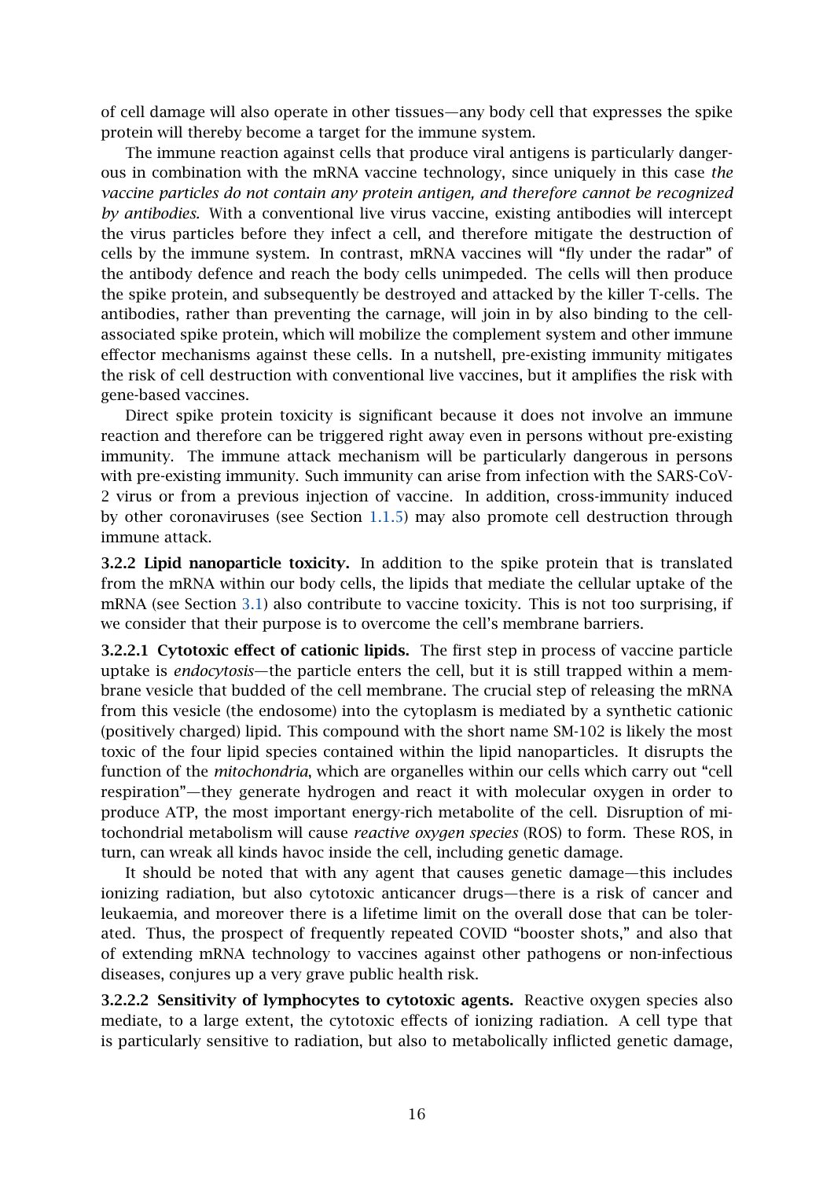of cell damage will also operate in other tissues—any body cell that expresses the spike protein will thereby become a target for the immune system.

The immune reaction against cells that produce viral antigens is particularly dangerous in combination with the mRNA vaccine technology, since uniquely in this case *the vaccine particles do not contain any protein antigen, and therefore cannot be recognized by antibodies.* With a conventional live virus vaccine, existing antibodies will intercept the virus particles before they infect a cell, and therefore mitigate the destruction of cells by the immune system. In contrast, mRNA vaccines will "fly under the radar" of the antibody defence and reach the body cells unimpeded. The cells will then produce the spike protein, and subsequently be destroyed and attacked by the killer T-cells. The antibodies, rather than preventing the carnage, will join in by also binding to the cell-associated spike protein, which will mobilize the complement system and other immune effector mechanisms against these cells. In a nutshell, pre-existing immunity mitigates the risk of cell destruction with conventional live vaccines, but it amplifies the risk with gene-based vaccines.

Direct spike protein toxicity is significant because it does not involve an immune reaction and therefore can be triggered right away even in persons without pre-existing immunity. The immune attack mechanism will be particularly dangerous in persons with pre-existing immunity. Such immunity can arise from infection with the SARS-CoV-2 virus or from a previous injection of vaccine. In addition, cross-immunity induced by other coronaviruses (see Section 1.1.5) may also promote cell destruction through immune attack.

**3.2.2 Lipid nanoparticle toxicity.** In addition to the spike protein that is translated from the mRNA within our body cells, the lipids that mediate the cellular uptake of the mRNA (see Section 3.1) also contribute to vaccine toxicity. This is not too surprising, if we consider that their purpose is to overcome the cell's membrane barriers.

**3.2.2.1 Cytotoxic effect of cationic lipids.** The first step in process of vaccine particle uptake is *endocytosis*—the particle enters the cell, but it is still trapped within a membrane vesicle that budded of the cell membrane. The crucial step of releasing the mRNA from this vesicle (the endosome) into the cytoplasm is mediated by a synthetic cationic (positively charged) lipid. This compound with the short name SM-102 is likely the most toxic of the four lipid species contained within the lipid nanoparticles. It disrupts the function of the *mitochondria*, which are organelles within our cells which carry out "cell respiration"—they generate hydrogen and react it with molecular oxygen in order to produce ATP, the most important energy-rich metabolite of the cell. Disruption of mitochondrial metabolism will cause *reactive oxygen species* (ROS) to form. These ROS, in turn, can wreak all kinds havoc inside the cell, including genetic damage.

It should be noted that with any agent that causes genetic damage—this includes ionizing radiation, but also cytotoxic anticancer drugs—there is a risk of cancer and leukaemia, and moreover there is a lifetime limit on the overall dose that can be tolerated. Thus, the prospect of frequently repeated COVID "booster shots," and also that of extending mRNA technology to vaccines against other pathogens or non-infectious diseases, conjures up a very grave public health risk.

**3.2.2.2 Sensitivity of lymphocytes to cytotoxic agents.** Reactive oxygen species also mediate, to a large extent, the cytotoxic effects of ionizing radiation. A cell type that is particularly sensitive to radiation, but also to metabolically inflicted genetic damage,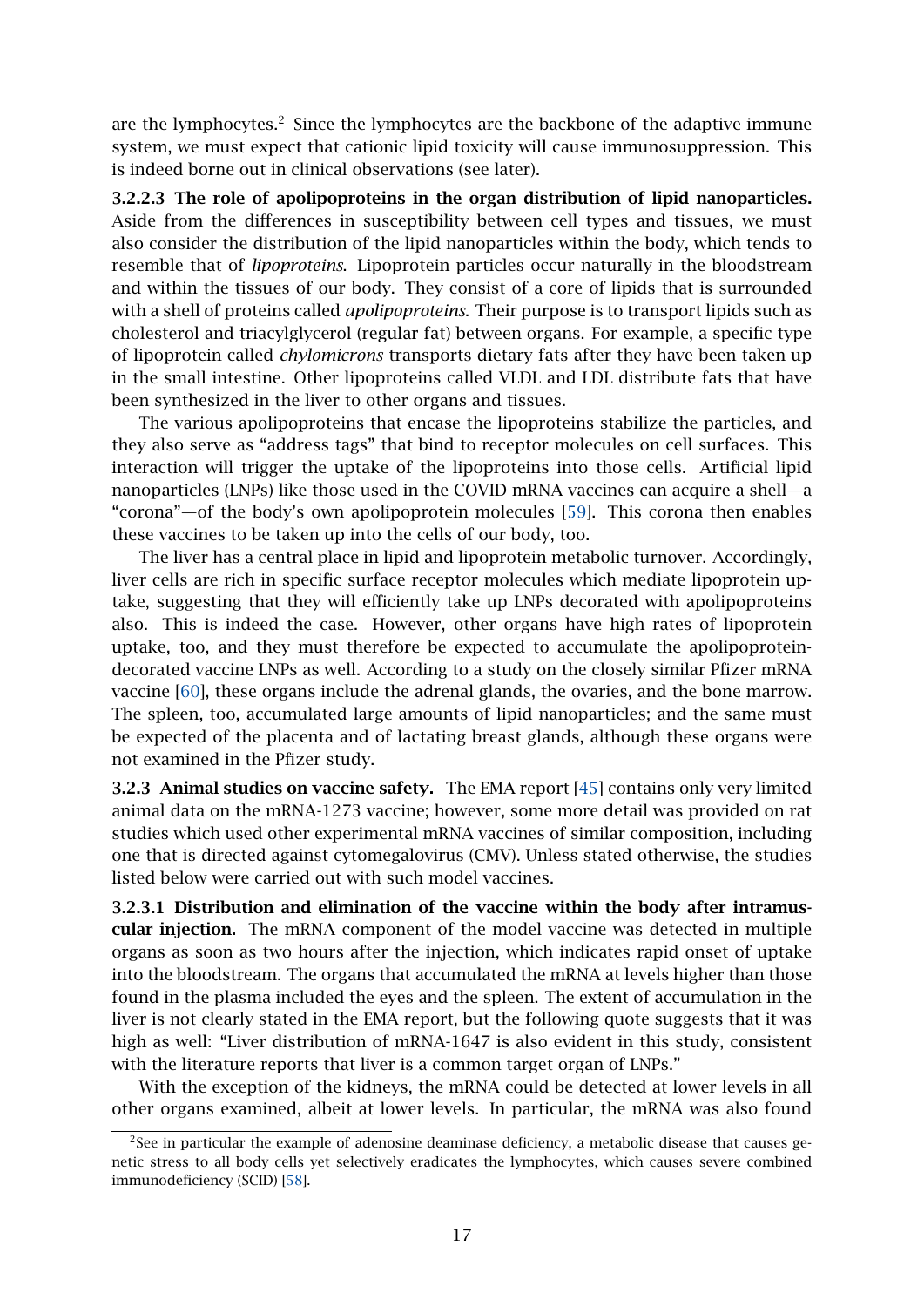are the lymphocytes.[2] Since the lymphocytes are the backbone of the adaptive immune system, we must expect that cationic lipid toxicity will cause immunosuppression. This is indeed borne out in clinical observations (see later).

**3.2.2.3 The role of apolipoproteins in the organ distribution of lipid nanoparticles.** Aside from the differences in susceptibility between cell types and tissues, we must also consider the distribution of the lipid nanoparticles within the body, which tends to resemble that of *lipoproteins*. Lipoprotein particles occur naturally in the bloodstream and within the tissues of our body. They consist of a core of lipids that is surrounded with a shell of proteins called *apolipoproteins*. Their purpose is to transport lipids such as cholesterol and triacylglycerol (regular fat) between organs. For example, a specific type of lipoprotein called *chylomicrons* transports dietary fats after they have been taken up in the small intestine. Other lipoproteins called VLDL and LDL distribute fats that have been synthesized in the liver to other organs and tissues.

The various apolipoproteins that encase the lipoproteins stabilize the particles, and they also serve as "address tags" that bind to receptor molecules on cell surfaces. This interaction will trigger the uptake of the lipoproteins into those cells. Artificial lipid nanoparticles (LNPs) like those used in the COVID mRNA vaccines can acquire a shell—a "corona"—of the body's own apolipoprotein molecules [59]. This corona then enables these vaccines to be taken up into the cells of our body, too.

The liver has a central place in lipid and lipoprotein metabolic turnover. Accordingly, liver cells are rich in specific surface receptor molecules which mediate lipoprotein uptake, suggesting that they will efficiently take up LNPs decorated with apolipoproteins also. This is indeed the case. However, other organs have high rates of lipoprotein uptake, too, and they must therefore be expected to accumulate the apolipoprotein-decorated vaccine LNPs as well. According to a study on the closely similar Pfizer mRNA vaccine [60], these organs include the adrenal glands, the ovaries, and the bone marrow. The spleen, too, accumulated large amounts of lipid nanoparticles; and the same must be expected of the placenta and of lactating breast glands, although these organs were not examined in the Pfizer study.

**3.2.3 Animal studies on vaccine safety.** The EMA report [45] contains only very limited animal data on the mRNA-1273 vaccine; however, some more detail was provided on rat studies which used other experimental mRNA vaccines of similar composition, including one that is directed against cytomegalovirus (CMV). Unless stated otherwise, the studies listed below were carried out with such model vaccines.

**3.2.3.1 Distribution and elimination of the vaccine within the body after intramuscular injection.** The mRNA component of the model vaccine was detected in multiple organs as soon as two hours after the injection, which indicates rapid onset of uptake into the bloodstream. The organs that accumulated the mRNA at levels higher than those found in the plasma included the eyes and the spleen. The extent of accumulation in the liver is not clearly stated in the EMA report, but the following quote suggests that it was high as well: "Liver distribution of mRNA-1647 is also evident in this study, consistent with the literature reports that liver is a common target organ of LNPs."

With the exception of the kidneys, the mRNA could be detected at lower levels in all other organs examined, albeit at lower levels. In particular, the mRNA was also found

[2] See in particular the example of adenosine deaminase deficiency, a metabolic disease that causes genetic stress to all body cells yet selectively eradicates the lymphocytes, which causes severe combined immunodeficiency (SCID) [58].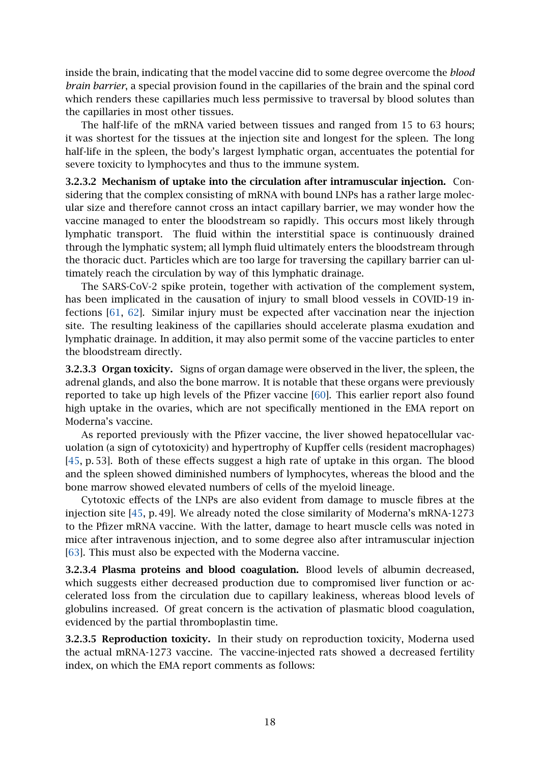inside the brain, indicating that the model vaccine did to some degree overcome the *blood brain barrier*, a special provision found in the capillaries of the brain and the spinal cord which renders these capillaries much less permissive to traversal by blood solutes than the capillaries in most other tissues.

The half-life of the mRNA varied between tissues and ranged from 15 to 63 hours; it was shortest for the tissues at the injection site and longest for the spleen. The long half-life in the spleen, the body's largest lymphatic organ, accentuates the potential for severe toxicity to lymphocytes and thus to the immune system.

#### 3.2.3.2 Mechanism of uptake into the circulation after intramuscular injection.

Considering that the complex consisting of mRNA with bound LNPs has a rather large molecular size and therefore cannot cross an intact capillary barrier, we may wonder how the vaccine managed to enter the bloodstream so rapidly. This occurs most likely through lymphatic transport. The fluid within the interstitial space is continuously drained through the lymphatic system; all lymph fluid ultimately enters the bloodstream through the thoracic duct. Particles which are too large for traversing the capillary barrier can ultimately reach the circulation by way of this lymphatic drainage.

The SARS-CoV-2 spike protein, together with activation of the complement system, has been implicated in the causation of injury to small blood vessels in COVID-19 infections [61, 62]. Similar injury must be expected after vaccination near the injection site. The resulting leakiness of the capillaries should accelerate plasma exudation and lymphatic drainage. In addition, it may also permit some of the vaccine particles to enter the bloodstream directly.

#### 3.2.3.3 Organ toxicity.

Signs of organ damage were observed in the liver, the spleen, the adrenal glands, and also the bone marrow. It is notable that these organs were previously reported to take up high levels of the Pfizer vaccine [60]. This earlier report also found high uptake in the ovaries, which are not specifically mentioned in the EMA report on Moderna's vaccine.

As reported previously with the Pfizer vaccine, the liver showed hepatocellular vacuolation (a sign of cytotoxicity) and hypertrophy of Kupffer cells (resident macrophages) [45, p. 53]. Both of these effects suggest a high rate of uptake in this organ. The blood and the spleen showed diminished numbers of lymphocytes, whereas the blood and the bone marrow showed elevated numbers of cells of the myeloid lineage.

Cytotoxic effects of the LNPs are also evident from damage to muscle fibres at the injection site [45, p. 49]. We already noted the close similarity of Moderna's mRNA-1273 to the Pfizer mRNA vaccine. With the latter, damage to heart muscle cells was noted in mice after intravenous injection, and to some degree also after intramuscular injection [63]. This must also be expected with the Moderna vaccine.

#### 3.2.3.4 Plasma proteins and blood coagulation.

Blood levels of albumin decreased, which suggests either decreased production due to compromised liver function or accelerated loss from the circulation due to capillary leakiness, whereas blood levels of globulins increased. Of great concern is the activation of plasmatic blood coagulation, evidenced by the partial thromboplastin time.

#### 3.2.3.5 Reproduction toxicity.

In their study on reproduction toxicity, Moderna used the actual mRNA-1273 vaccine. The vaccine-injected rats showed a decreased fertility index, on which the EMA report comments as follows: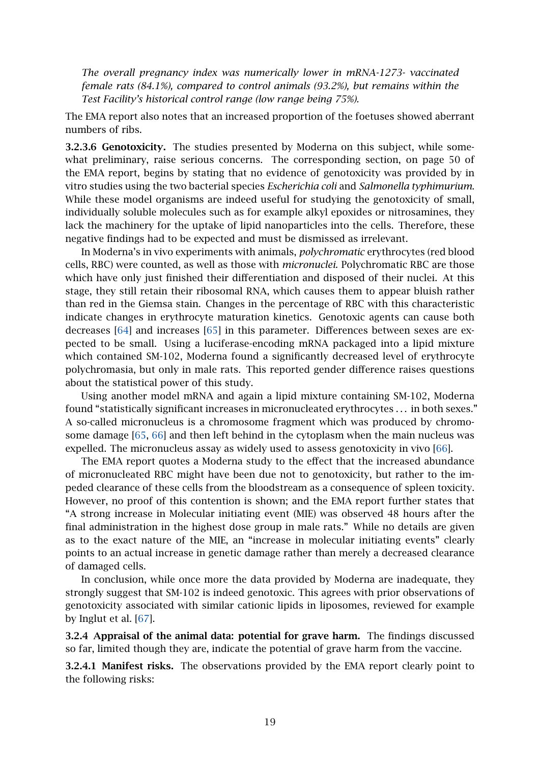*The overall pregnancy index was numerically lower in mRNA-1273- vaccinated female rats (84.1%), compared to control animals (93.2%), but remains within the Test Facility's historical control range (low range being 75%).*

The EMA report also notes that an increased proportion of the foetuses showed aberrant numbers of ribs.

**3.2.3.6 Genotoxicity.** The studies presented by Moderna on this subject, while somewhat preliminary, raise serious concerns. The corresponding section, on page 50 of the EMA report, begins by stating that no evidence of genotoxicity was provided by in vitro studies using the two bacterial species *Escherichia coli* and *Salmonella typhimurium*. While these model organisms are indeed useful for studying the genotoxicity of small, individually soluble molecules such as for example alkyl epoxides or nitrosamines, they lack the machinery for the uptake of lipid nanoparticles into the cells. Therefore, these negative findings had to be expected and must be dismissed as irrelevant.

In Moderna's in vivo experiments with animals, *polychromatic* erythrocytes (red blood cells, RBC) were counted, as well as those with *micronuclei.* Polychromatic RBC are those which have only just finished their differentiation and disposed of their nuclei. At this stage, they still retain their ribosomal RNA, which causes them to appear bluish rather than red in the Giemsa stain. Changes in the percentage of RBC with this characteristic indicate changes in erythrocyte maturation kinetics. Genotoxic agents can cause both decreases [64] and increases [65] in this parameter. Differences between sexes are expected to be small. Using a luciferase-encoding mRNA packaged into a lipid mixture which contained SM-102, Moderna found a significantly decreased level of erythrocyte polychromasia, but only in male rats. This reported gender difference raises questions about the statistical power of this study.

Using another model mRNA and again a lipid mixture containing SM-102, Moderna found "statistically significant increases in micronucleated erythrocytes ... in both sexes." A so-called micronucleus is a chromosome fragment which was produced by chromosome damage [65, 66] and then left behind in the cytoplasm when the main nucleus was expelled. The micronucleus assay as widely used to assess genotoxicity in vivo [66].

The EMA report quotes a Moderna study to the effect that the increased abundance of micronucleated RBC might have been due not to genotoxicity, but rather to the impeded clearance of these cells from the bloodstream as a consequence of spleen toxicity. However, no proof of this contention is shown; and the EMA report further states that "A strong increase in Molecular initiating event (MIE) was observed 48 hours after the final administration in the highest dose group in male rats." While no details are given as to the exact nature of the MIE, an "increase in molecular initiating events" clearly points to an actual increase in genetic damage rather than merely a decreased clearance of damaged cells.

In conclusion, while once more the data provided by Moderna are inadequate, they strongly suggest that SM-102 is indeed genotoxic. This agrees with prior observations of genotoxicity associated with similar cationic lipids in liposomes, reviewed for example by Inglut et al. [67].

**3.2.4 Appraisal of the animal data: potential for grave harm.** The findings discussed so far, limited though they are, indicate the potential of grave harm from the vaccine.

**3.2.4.1 Manifest risks.** The observations provided by the EMA report clearly point to the following risks: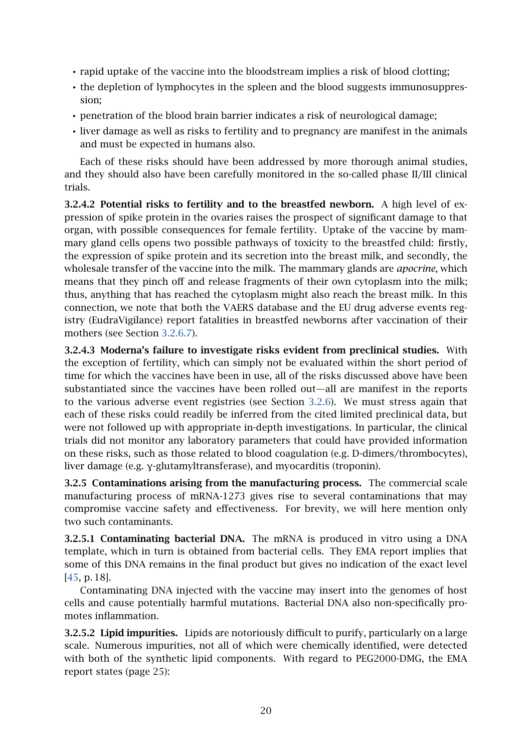- rapid uptake of the vaccine into the bloodstream implies a risk of blood clotting;
- the depletion of lymphocytes in the spleen and the blood suggests immunosuppression;
- penetration of the blood brain barrier indicates a risk of neurological damage;
- liver damage as well as risks to fertility and to pregnancy are manifest in the animals and must be expected in humans also.

Each of these risks should have been addressed by more thorough animal studies, and they should also have been carefully monitored in the so-called phase II/III clinical trials.

**3.2.4.2 Potential risks to fertility and to the breastfed newborn.** A high level of expression of spike protein in the ovaries raises the prospect of significant damage to that organ, with possible consequences for female fertility. Uptake of the vaccine by mammary gland cells opens two possible pathways of toxicity to the breastfed child: firstly, the expression of spike protein and its secretion into the breast milk, and secondly, the wholesale transfer of the vaccine into the milk. The mammary glands are *apocrine*, which means that they pinch off and release fragments of their own cytoplasm into the milk; thus, anything that has reached the cytoplasm might also reach the breast milk. In this connection, we note that both the VAERS database and the EU drug adverse events registry (EudraVigilance) report fatalities in breastfed newborns after vaccination of their mothers (see Section 3.2.6.7).

**3.2.4.3 Moderna's failure to investigate risks evident from preclinical studies.** With the exception of fertility, which can simply not be evaluated within the short period of time for which the vaccines have been in use, all of the risks discussed above have been substantiated since the vaccines have been rolled out—all are manifest in the reports to the various adverse event registries (see Section 3.2.6). We must stress again that each of these risks could readily be inferred from the cited limited preclinical data, but were not followed up with appropriate in-depth investigations. In particular, the clinical trials did not monitor any laboratory parameters that could have provided information on these risks, such as those related to blood coagulation (e.g. D-dimers/thrombocytes), liver damage (e.g. $\gamma$-glutamyltransferase), and myocarditis (troponin).

**3.2.5 Contaminations arising from the manufacturing process.** The commercial scale manufacturing process of mRNA-1273 gives rise to several contaminations that may compromise vaccine safety and effectiveness. For brevity, we will here mention only two such contaminants.

**3.2.5.1 Contaminating bacterial DNA.** The mRNA is produced in vitro using a DNA template, which in turn is obtained from bacterial cells. They EMA report implies that some of this DNA remains in the final product but gives no indication of the exact level [45, p. 18].

Contaminating DNA injected with the vaccine may insert into the genomes of host cells and cause potentially harmful mutations. Bacterial DNA also non-specifically promotes inflammation.

**3.2.5.2 Lipid impurities.** Lipids are notoriously difficult to purify, particularly on a large scale. Numerous impurities, not all of which were chemically identified, were detected with both of the synthetic lipid components. With regard to PEG2000-DMG, the EMA report states (page 25):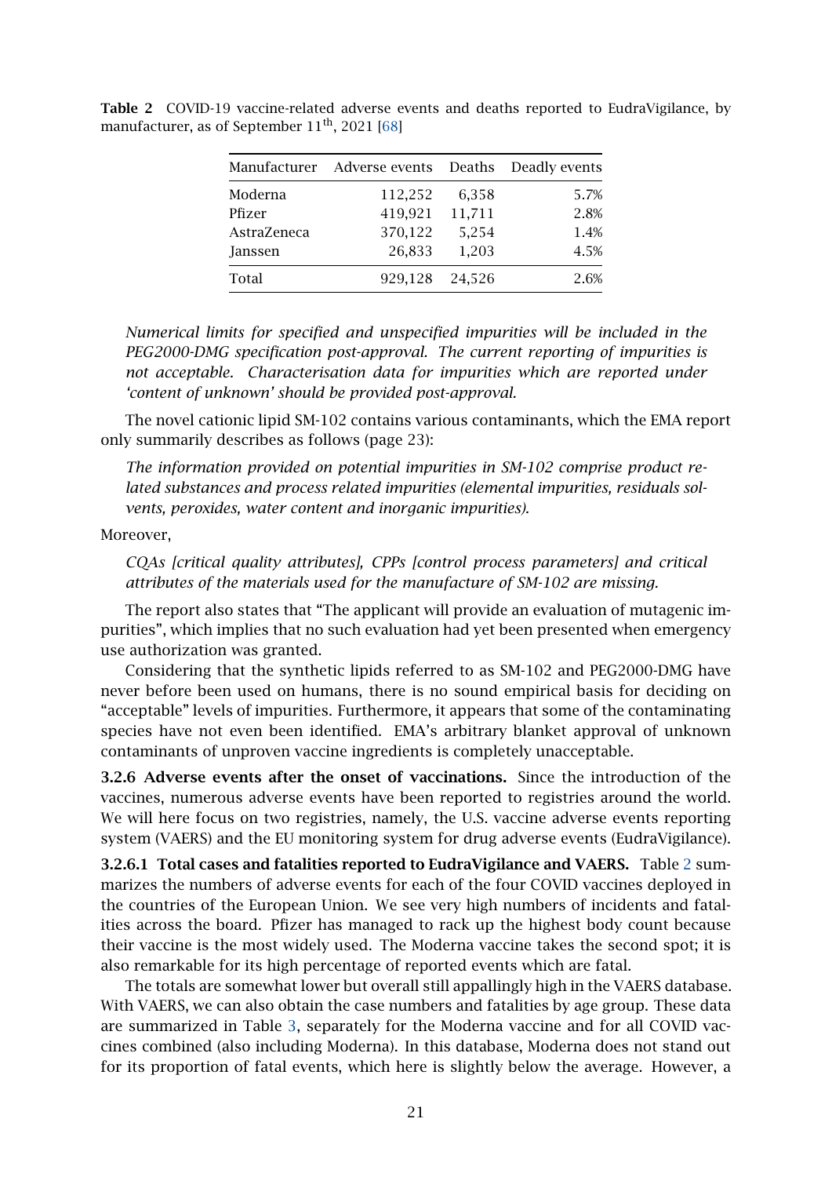**Table 2** COVID-19 vaccine-related adverse events and deaths reported to EudraVigilance, by manufacturer, as of September 11$^{th}$, 2021 [68]

| Manufacturer | Adverse events | Deaths | Deadly events |
|---|---|---|---|
| Moderna | 112,252 | 6,358 | 5.7% |
| Pfizer | 419,921 | 11,711 | 2.8% |
| AstraZeneca | 370,122 | 5,254 | 1.4% |
| Janssen | 26,833 | 1,203 | 4.5% |
| Total | 929,128 | 24,526 | 2.6% |

*Numerical limits for specified and unspecified impurities will be included in the PEG2000-DMG specification post-approval. The current reporting of impurities is not acceptable. Characterisation data for impurities which are reported under 'content of unknown' should be provided post-approval.*

The novel cationic lipid SM-102 contains various contaminants, which the EMA report only summarily describes as follows (page 23):

*The information provided on potential impurities in SM-102 comprise product related substances and process related impurities (elemental impurities, residuals solvents, peroxides, water content and inorganic impurities).*

Moreover,

*CQAs [critical quality attributes], CPPs [control process parameters] and critical attributes of the materials used for the manufacture of SM-102 are missing.*

The report also states that "The applicant will provide an evaluation of mutagenic impurities", which implies that no such evaluation had yet been presented when emergency use authorization was granted.

Considering that the synthetic lipids referred to as SM-102 and PEG2000-DMG have never before been used on humans, there is no sound empirical basis for deciding on "acceptable" levels of impurities. Furthermore, it appears that some of the contaminating species have not even been identified. EMA's arbitrary blanket approval of unknown contaminants of unproven vaccine ingredients is completely unacceptable.

**3.2.6 Adverse events after the onset of vaccinations.** Since the introduction of the vaccines, numerous adverse events have been reported to registries around the world. We will here focus on two registries, namely, the U.S. vaccine adverse events reporting system (VAERS) and the EU monitoring system for drug adverse events (EudraVigilance).

**3.2.6.1 Total cases and fatalities reported to EudraVigilance and VAERS.** Table 2 summarizes the numbers of adverse events for each of the four COVID vaccines deployed in the countries of the European Union. We see very high numbers of incidents and fatalities across the board. Pfizer has managed to rack up the highest body count because their vaccine is the most widely used. The Moderna vaccine takes the second spot; it is also remarkable for its high percentage of reported events which are fatal.

The totals are somewhat lower but overall still appallingly high in the VAERS database. With VAERS, we can also obtain the case numbers and fatalities by age group. These data are summarized in Table 3, separately for the Moderna vaccine and for all COVID vaccines combined (also including Moderna). In this database, Moderna does not stand out for its proportion of fatal events, which here is slightly below the average. However, a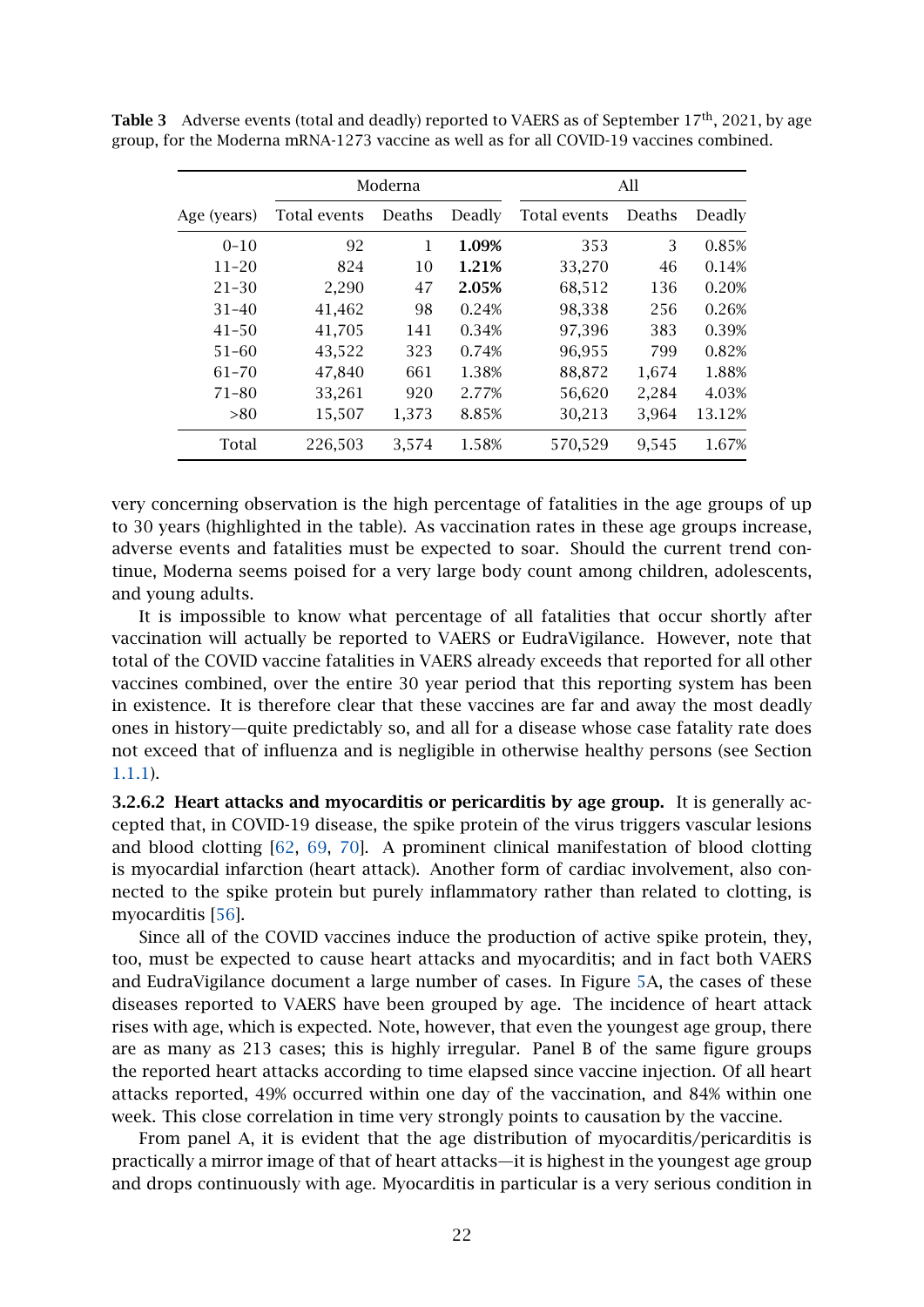**Table 3** Adverse events (total and deadly) reported to VAERS as of September 17th, 2021, by age group, for the Moderna mRNA-1273 vaccine as well as for all COVID-19 vaccines combined.

| | Moderna | | | All | | |
|---|---|---|---|---|---|---|
| Age (years) | Total events | Deaths | Deadly | Total events | Deaths | Deadly |
| 0–10 | 92 | 1 | **1.09%** | 353 | 3 | 0.85% |
| 11–20 | 824 | 10 | **1.21%** | 33,270 | 46 | 0.14% |
| 21–30 | 2,290 | 47 | **2.05%** | 68,512 | 136 | 0.20% |
| 31–40 | 41,462 | 98 | 0.24% | 98,338 | 256 | 0.26% |
| 41–50 | 41,705 | 141 | 0.34% | 97,396 | 383 | 0.39% |
| 51–60 | 43,522 | 323 | 0.74% | 96,955 | 799 | 0.82% |
| 61–70 | 47,840 | 661 | 1.38% | 88,872 | 1,674 | 1.88% |
| 71–80 | 33,261 | 920 | 2.77% | 56,620 | 2,284 | 4.03% |
| >80 | 15,507 | 1,373 | 8.85% | 30,213 | 3,964 | 13.12% |
| Total | 226,503 | 3,574 | 1.58% | 570,529 | 9,545 | 1.67% |

very concerning observation is the high percentage of fatalities in the age groups of up to 30 years (highlighted in the table). As vaccination rates in these age groups increase, adverse events and fatalities must be expected to soar. Should the current trend continue, Moderna seems poised for a very large body count among children, adolescents, and young adults.

It is impossible to know what percentage of all fatalities that occur shortly after vaccination will actually be reported to VAERS or EudraVigilance. However, note that total of the COVID vaccine fatalities in VAERS already exceeds that reported for all other vaccines combined, over the entire 30 year period that this reporting system has been in existence. It is therefore clear that these vaccines are far and away the most deadly ones in history—quite predictably so, and all for a disease whose case fatality rate does not exceed that of influenza and is negligible in otherwise healthy persons (see Section 1.1.1).

**3.2.6.2 Heart attacks and myocarditis or pericarditis by age group.** It is generally accepted that, in COVID-19 disease, the spike protein of the virus triggers vascular lesions and blood clotting [62, 69, 70]. A prominent clinical manifestation of blood clotting is myocardial infarction (heart attack). Another form of cardiac involvement, also connected to the spike protein but purely inflammatory rather than related to clotting, is myocarditis [56].

Since all of the COVID vaccines induce the production of active spike protein, they, too, must be expected to cause heart attacks and myocarditis; and in fact both VAERS and EudraVigilance document a large number of cases. In Figure 5A, the cases of these diseases reported to VAERS have been grouped by age. The incidence of heart attack rises with age, which is expected. Note, however, that even the youngest age group, there are as many as 213 cases; this is highly irregular. Panel B of the same figure groups the reported heart attacks according to time elapsed since vaccine injection. Of all heart attacks reported, 49% occurred within one day of the vaccination, and 84% within one week. This close correlation in time very strongly points to causation by the vaccine.

From panel A, it is evident that the age distribution of myocarditis/pericarditis is practically a mirror image of that of heart attacks—it is highest in the youngest age group and drops continuously with age. Myocarditis in particular is a very serious condition in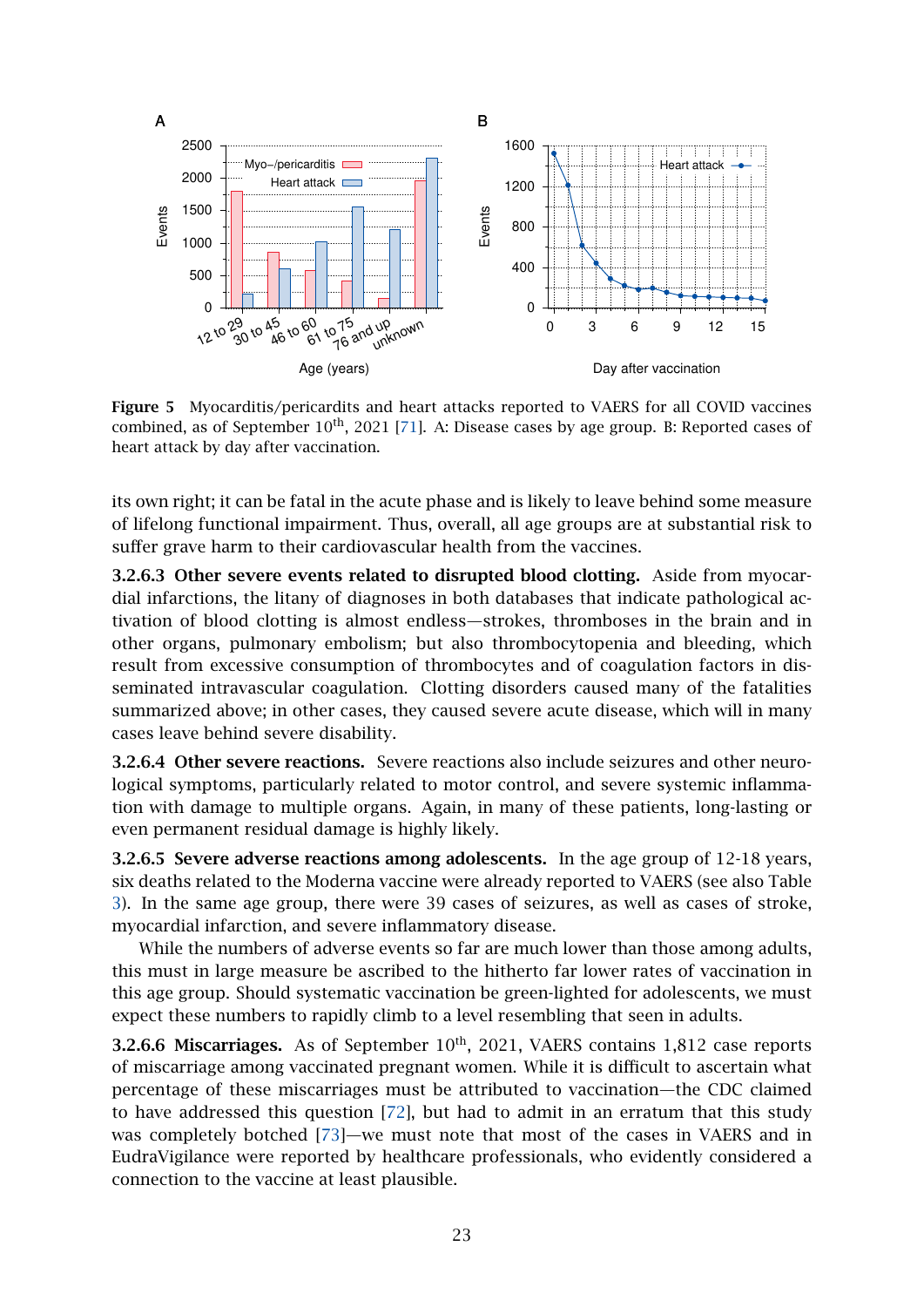Figure 5 Myocarditis/pericardits and heart attacks reported to VAERS for all COVID vaccines combined, as of September 10th, 2021 [71]. A: Disease cases by age group. B: Reported cases of heart attack by day after vaccination.

its own right; it can be fatal in the acute phase and is likely to leave behind some measure of lifelong functional impairment. Thus, overall, all age groups are at substantial risk to suffer grave harm to their cardiovascular health from the vaccines.

**3.2.6.3 Other severe events related to disrupted blood clotting.** Aside from myocardial infarctions, the litany of diagnoses in both databases that indicate pathological activation of blood clotting is almost endless—strokes, thromboses in the brain and in other organs, pulmonary embolism; but also thrombocytopenia and bleeding, which result from excessive consumption of thrombocytes and of coagulation factors in disseminated intravascular coagulation. Clotting disorders caused many of the fatalities summarized above; in other cases, they caused severe acute disease, which will in many cases leave behind severe disability.

**3.2.6.4 Other severe reactions.** Severe reactions also include seizures and other neurological symptoms, particularly related to motor control, and severe systemic inflammation with damage to multiple organs. Again, in many of these patients, long-lasting or even permanent residual damage is highly likely.

**3.2.6.5 Severe adverse reactions among adolescents.** In the age group of 12-18 years, six deaths related to the Moderna vaccine were already reported to VAERS (see also Table 3). In the same age group, there were 39 cases of seizures, as well as cases of stroke, myocardial infarction, and severe inflammatory disease.

While the numbers of adverse events so far are much lower than those among adults, this must in large measure be ascribed to the hitherto far lower rates of vaccination in this age group. Should systematic vaccination be green-lighted for adolescents, we must expect these numbers to rapidly climb to a level resembling that seen in adults.

**3.2.6.6 Miscarriages.** As of September 10th, 2021, VAERS contains 1,812 case reports of miscarriage among vaccinated pregnant women. While it is difficult to ascertain what percentage of these miscarriages must be attributed to vaccination—the CDC claimed to have addressed this question [72], but had to admit in an erratum that this study was completely botched [73]—we must note that most of the cases in VAERS and in EudraVigilance were reported by healthcare professionals, who evidently considered a connection to the vaccine at least plausible.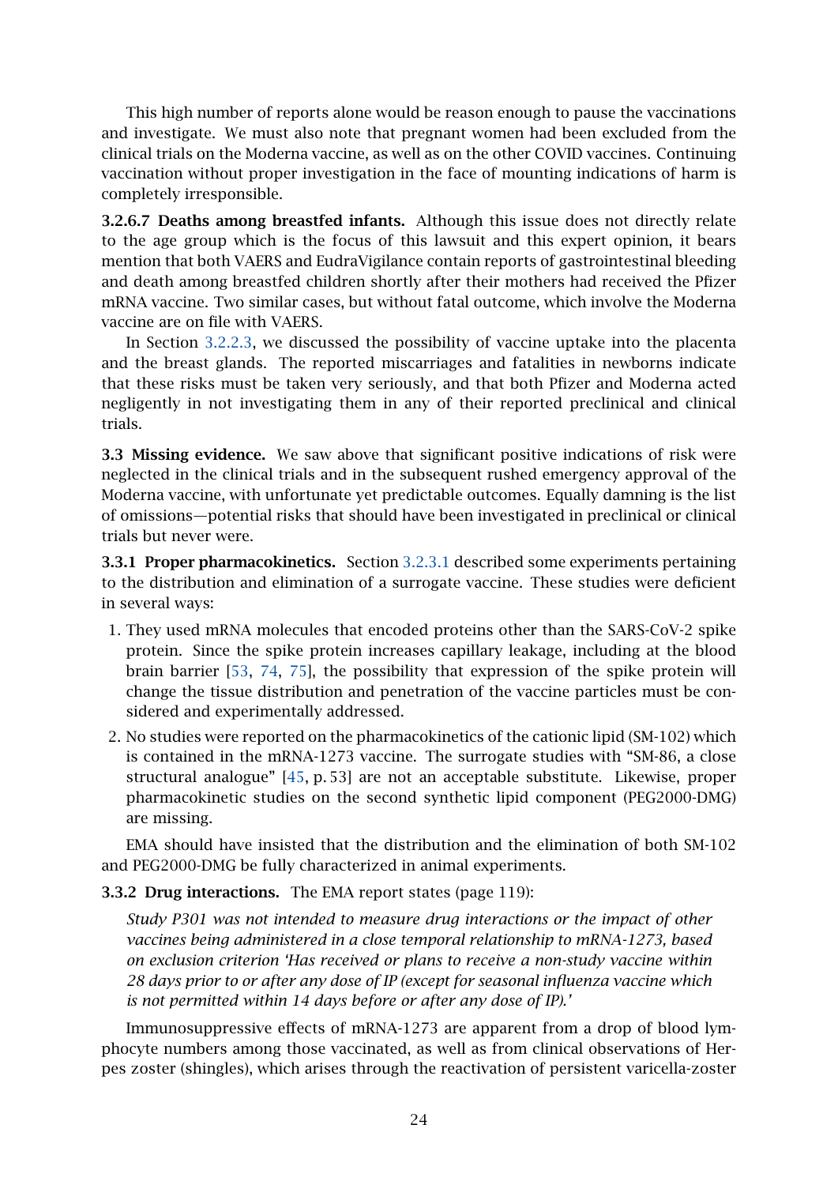This high number of reports alone would be reason enough to pause the vaccinations and investigate. We must also note that pregnant women had been excluded from the clinical trials on the Moderna vaccine, as well as on the other COVID vaccines. Continuing vaccination without proper investigation in the face of mounting indications of harm is completely irresponsible.

**3.2.6.7 Deaths among breastfed infants.** Although this issue does not directly relate to the age group which is the focus of this lawsuit and this expert opinion, it bears mention that both VAERS and EudraVigilance contain reports of gastrointestinal bleeding and death among breastfed children shortly after their mothers had received the Pfizer mRNA vaccine. Two similar cases, but without fatal outcome, which involve the Moderna vaccine are on file with VAERS.

In Section 3.2.2.3, we discussed the possibility of vaccine uptake into the placenta and the breast glands. The reported miscarriages and fatalities in newborns indicate that these risks must be taken very seriously, and that both Pfizer and Moderna acted negligently in not investigating them in any of their reported preclinical and clinical trials.

## 3.3 Missing evidence.

We saw above that significant positive indications of risk were neglected in the clinical trials and in the subsequent rushed emergency approval of the Moderna vaccine, with unfortunate yet predictable outcomes. Equally damning is the list of omissions—potential risks that should have been investigated in preclinical or clinical trials but never were.

### 3.3.1 Proper pharmacokinetics.

Section 3.2.3.1 described some experiments pertaining to the distribution and elimination of a surrogate vaccine. These studies were deficient in several ways:

1. They used mRNA molecules that encoded proteins other than the SARS-CoV-2 spike protein. Since the spike protein increases capillary leakage, including at the blood brain barrier [53, 74, 75], the possibility that expression of the spike protein will change the tissue distribution and penetration of the vaccine particles must be considered and experimentally addressed.
2. No studies were reported on the pharmacokinetics of the cationic lipid (SM-102) which is contained in the mRNA-1273 vaccine. The surrogate studies with "SM-86, a close structural analogue" [45, p. 53] are not an acceptable substitute. Likewise, proper pharmacokinetic studies on the second synthetic lipid component (PEG2000-DMG) are missing.

EMA should have insisted that the distribution and the elimination of both SM-102 and PEG2000-DMG be fully characterized in animal experiments.

### 3.3.2 Drug interactions.

The EMA report states (page 119):

> *Study P301 was not intended to measure drug interactions or the impact of other vaccines being administered in a close temporal relationship to mRNA-1273, based on exclusion criterion 'Has received or plans to receive a non-study vaccine within 28 days prior to or after any dose of IP (except for seasonal influenza vaccine which is not permitted within 14 days before or after any dose of IP).'*

Immunosuppressive effects of mRNA-1273 are apparent from a drop of blood lymphocyte numbers among those vaccinated, as well as from clinical observations of Herpes zoster (shingles), which arises through the reactivation of persistent varicella-zoster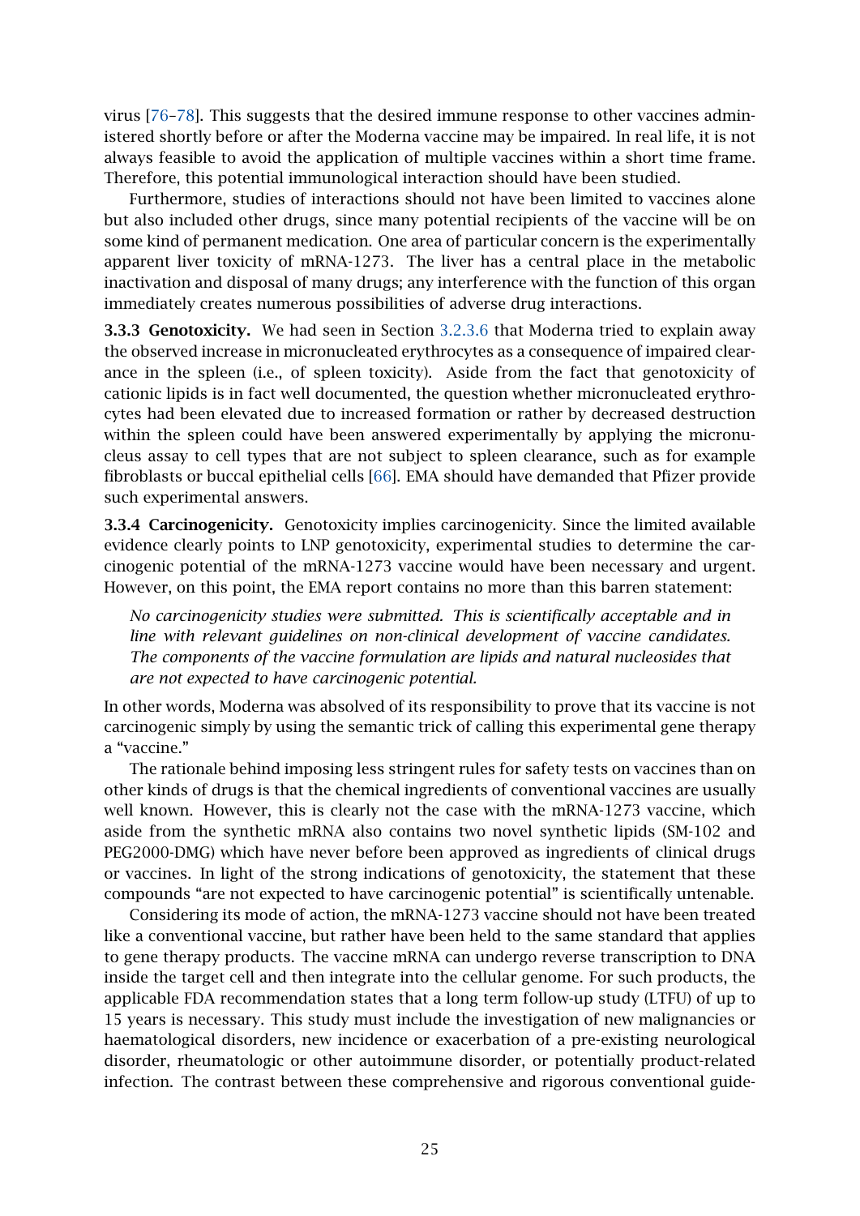virus [76–78]. This suggests that the desired immune response to other vaccines administered shortly before or after the Moderna vaccine may be impaired. In real life, it is not always feasible to avoid the application of multiple vaccines within a short time frame. Therefore, this potential immunological interaction should have been studied.

Furthermore, studies of interactions should not have been limited to vaccines alone but also included other drugs, since many potential recipients of the vaccine will be on some kind of permanent medication. One area of particular concern is the experimentally apparent liver toxicity of mRNA-1273. The liver has a central place in the metabolic inactivation and disposal of many drugs; any interference with the function of this organ immediately creates numerous possibilities of adverse drug interactions.

**3.3.3 Genotoxicity.** We had seen in Section 3.2.3.6 that Moderna tried to explain away the observed increase in micronucleated erythrocytes as a consequence of impaired clearance in the spleen (i.e., of spleen toxicity). Aside from the fact that genotoxicity of cationic lipids is in fact well documented, the question whether micronucleated erythrocytes had been elevated due to increased formation or rather by decreased destruction within the spleen could have been answered experimentally by applying the micronucleus assay to cell types that are not subject to spleen clearance, such as for example fibroblasts or buccal epithelial cells [66]. EMA should have demanded that Pfizer provide such experimental answers.

**3.3.4 Carcinogenicity.** Genotoxicity implies carcinogenicity. Since the limited available evidence clearly points to LNP genotoxicity, experimental studies to determine the carcinogenic potential of the mRNA-1273 vaccine would have been necessary and urgent. However, on this point, the EMA report contains no more than this barren statement:

> *No carcinogenicity studies were submitted. This is scientifically acceptable and in line with relevant guidelines on non-clinical development of vaccine candidates. The components of the vaccine formulation are lipids and natural nucleosides that are not expected to have carcinogenic potential.*

In other words, Moderna was absolved of its responsibility to prove that its vaccine is not carcinogenic simply by using the semantic trick of calling this experimental gene therapy a "vaccine."

The rationale behind imposing less stringent rules for safety tests on vaccines than on other kinds of drugs is that the chemical ingredients of conventional vaccines are usually well known. However, this is clearly not the case with the mRNA-1273 vaccine, which aside from the synthetic mRNA also contains two novel synthetic lipids (SM-102 and PEG2000-DMG) which have never before been approved as ingredients of clinical drugs or vaccines. In light of the strong indications of genotoxicity, the statement that these compounds "are not expected to have carcinogenic potential" is scientifically untenable.

Considering its mode of action, the mRNA-1273 vaccine should not have been treated like a conventional vaccine, but rather have been held to the same standard that applies to gene therapy products. The vaccine mRNA can undergo reverse transcription to DNA inside the target cell and then integrate into the cellular genome. For such products, the applicable FDA recommendation states that a long term follow-up study (LTFU) of up to 15 years is necessary. This study must include the investigation of new malignancies or haematological disorders, new incidence or exacerbation of a pre-existing neurological disorder, rheumatologic or other autoimmune disorder, or potentially product-related infection. The contrast between these comprehensive and rigorous conventional guide-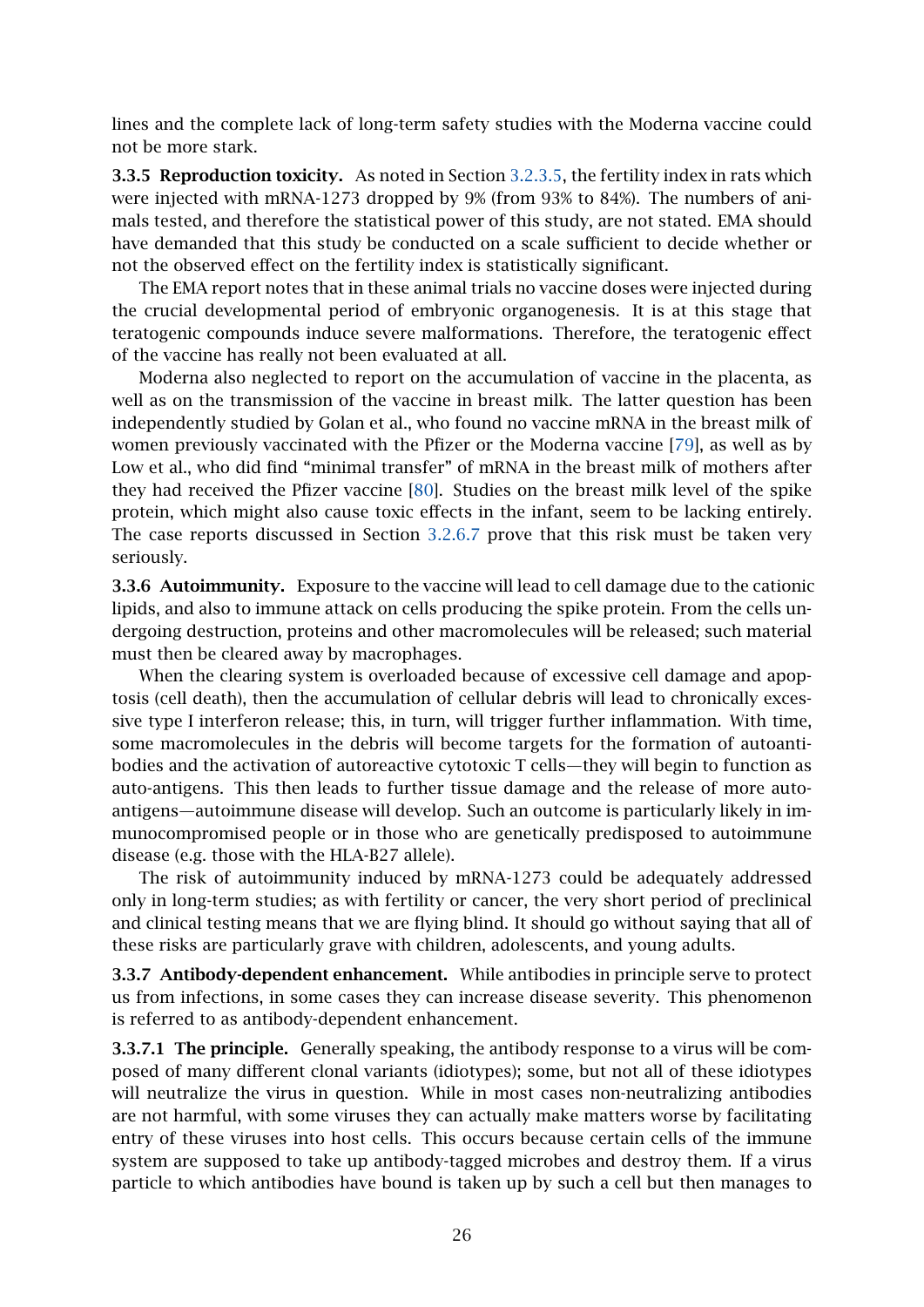lines and the complete lack of long-term safety studies with the Moderna vaccine could not be more stark.

**3.3.5 Reproduction toxicity.** As noted in Section 3.2.3.5, the fertility index in rats which were injected with mRNA-1273 dropped by 9% (from 93% to 84%). The numbers of animals tested, and therefore the statistical power of this study, are not stated. EMA should have demanded that this study be conducted on a scale sufficient to decide whether or not the observed effect on the fertility index is statistically significant.

The EMA report notes that in these animal trials no vaccine doses were injected during the crucial developmental period of embryonic organogenesis. It is at this stage that teratogenic compounds induce severe malformations. Therefore, the teratogenic effect of the vaccine has really not been evaluated at all.

Moderna also neglected to report on the accumulation of vaccine in the placenta, as well as on the transmission of the vaccine in breast milk. The latter question has been independently studied by Golan et al., who found no vaccine mRNA in the breast milk of women previously vaccinated with the Pfizer or the Moderna vaccine [79], as well as by Low et al., who did find "minimal transfer" of mRNA in the breast milk of mothers after they had received the Pfizer vaccine [80]. Studies on the breast milk level of the spike protein, which might also cause toxic effects in the infant, seem to be lacking entirely. The case reports discussed in Section 3.2.6.7 prove that this risk must be taken very seriously.

**3.3.6 Autoimmunity.** Exposure to the vaccine will lead to cell damage due to the cationic lipids, and also to immune attack on cells producing the spike protein. From the cells undergoing destruction, proteins and other macromolecules will be released; such material must then be cleared away by macrophages.

When the clearing system is overloaded because of excessive cell damage and apoptosis (cell death), then the accumulation of cellular debris will lead to chronically excessive type I interferon release; this, in turn, will trigger further inflammation. With time, some macromolecules in the debris will become targets for the formation of autoantibodies and the activation of autoreactive cytotoxic T cells—they will begin to function as auto-antigens. This then leads to further tissue damage and the release of more auto-antigens—autoimmune disease will develop. Such an outcome is particularly likely in immunocompromised people or in those who are genetically predisposed to autoimmune disease (e.g. those with the HLA-B27 allele).

The risk of autoimmunity induced by mRNA-1273 could be adequately addressed only in long-term studies; as with fertility or cancer, the very short period of preclinical and clinical testing means that we are flying blind. It should go without saying that all of these risks are particularly grave with children, adolescents, and young adults.

**3.3.7 Antibody-dependent enhancement.** While antibodies in principle serve to protect us from infections, in some cases they can increase disease severity. This phenomenon is referred to as antibody-dependent enhancement.

**3.3.7.1 The principle.** Generally speaking, the antibody response to a virus will be composed of many different clonal variants (idiotypes); some, but not all of these idiotypes will neutralize the virus in question. While in most cases non-neutralizing antibodies are not harmful, with some viruses they can actually make matters worse by facilitating entry of these viruses into host cells. This occurs because certain cells of the immune system are supposed to take up antibody-tagged microbes and destroy them. If a virus particle to which antibodies have bound is taken up by such a cell but then manages to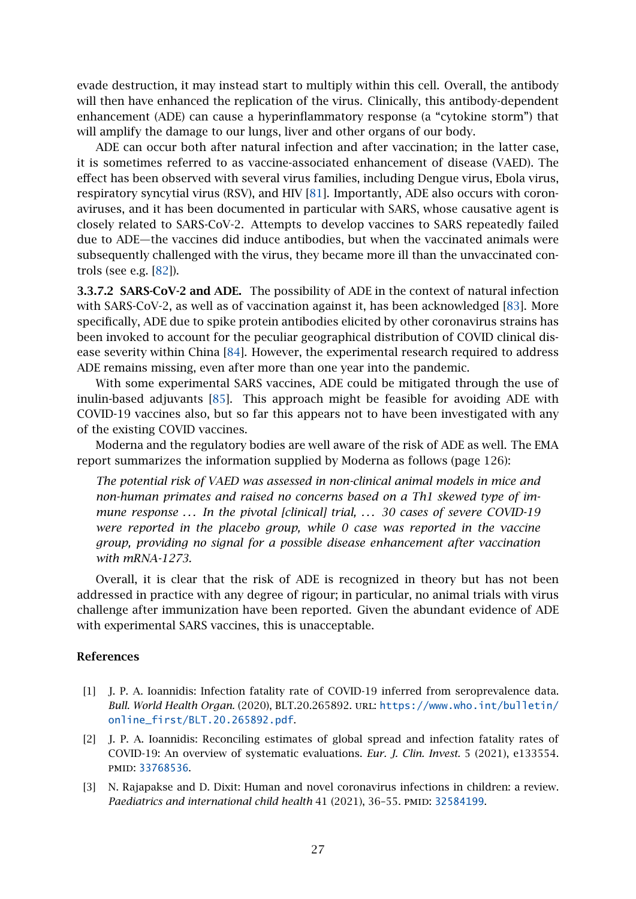evade destruction, it may instead start to multiply within this cell. Overall, the antibody will then have enhanced the replication of the virus. Clinically, this antibody-dependent enhancement (ADE) can cause a hyperinflammatory response (a "cytokine storm") that will amplify the damage to our lungs, liver and other organs of our body.

ADE can occur both after natural infection and after vaccination; in the latter case, it is sometimes referred to as vaccine-associated enhancement of disease (VAED). The effect has been observed with several virus families, including Dengue virus, Ebola virus, respiratory syncytial virus (RSV), and HIV [81]. Importantly, ADE also occurs with coronaviruses, and it has been documented in particular with SARS, whose causative agent is closely related to SARS-CoV-2. Attempts to develop vaccines to SARS repeatedly failed due to ADE—the vaccines did induce antibodies, but when the vaccinated animals were subsequently challenged with the virus, they became more ill than the unvaccinated controls (see e.g. [82]).

**3.3.7.2 SARS-CoV-2 and ADE.** The possibility of ADE in the context of natural infection with SARS-CoV-2, as well as of vaccination against it, has been acknowledged [83]. More specifically, ADE due to spike protein antibodies elicited by other coronavirus strains has been invoked to account for the peculiar geographical distribution of COVID clinical disease severity within China [84]. However, the experimental research required to address ADE remains missing, even after more than one year into the pandemic.

With some experimental SARS vaccines, ADE could be mitigated through the use of inulin-based adjuvants [85]. This approach might be feasible for avoiding ADE with COVID-19 vaccines also, but so far this appears not to have been investigated with any of the existing COVID vaccines.

Moderna and the regulatory bodies are well aware of the risk of ADE as well. The EMA report summarizes the information supplied by Moderna as follows (page 126):

> *The potential risk of VAED was assessed in non-clinical animal models in mice and non-human primates and raised no concerns based on a Th1 skewed type of immune response … In the pivotal [clinical] trial, … 30 cases of severe COVID-19 were reported in the placebo group, while 0 case was reported in the vaccine group, providing no signal for a possible disease enhancement after vaccination with mRNA-1273.*

Overall, it is clear that the risk of ADE is recognized in theory but has not been addressed in practice with any degree of rigour; in particular, no animal trials with virus challenge after immunization have been reported. Given the abundant evidence of ADE with experimental SARS vaccines, this is unacceptable.

## References

[1] J. P. A. Ioannidis: Infection fatality rate of COVID-19 inferred from seroprevalence data. *Bull. World Health Organ.* (2020), BLT.20.265892. URL: https://www.who.int/bulletin/online_first/BLT.20.265892.pdf.

[2] J. P. A. Ioannidis: Reconciling estimates of global spread and infection fatality rates of COVID-19: An overview of systematic evaluations. *Eur. J. Clin. Invest.* 5 (2021), e133554. PMID: 33768536.

[3] N. Rajapakse and D. Dixit: Human and novel coronavirus infections in children: a review. *Paediatrics and international child health* 41 (2021), 36–55. PMID: 32584199.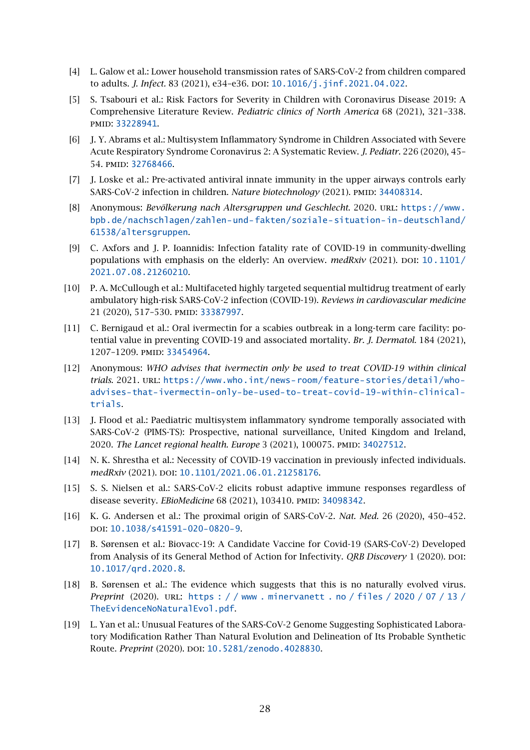[4] L. Galow et al.: Lower household transmission rates of SARS-CoV-2 from children compared to adults. *J. Infect.* 83 (2021), e34–e36. DOI: 10.1016/j.jinf.2021.04.022.

[5] S. Tsabouri et al.: Risk Factors for Severity in Children with Coronavirus Disease 2019: A Comprehensive Literature Review. *Pediatric clinics of North America* 68 (2021), 321–338. PMID: 33228941.

[6] J. Y. Abrams et al.: Multisystem Inflammatory Syndrome in Children Associated with Severe Acute Respiratory Syndrome Coronavirus 2: A Systematic Review. *J. Pediatr.* 226 (2020), 45–54. PMID: 32768466.

[7] J. Loske et al.: Pre-activated antiviral innate immunity in the upper airways controls early SARS-CoV-2 infection in children. *Nature biotechnology* (2021). PMID: 34408314.

[8] Anonymous: *Bevölkerung nach Altersgruppen und Geschlecht.* 2020. URL: https://www.bpb.de/nachschlagen/zahlen-und-fakten/soziale-situation-in-deutschland/61538/altersgruppen.

[9] C. Axfors and J. P. Ioannidis: Infection fatality rate of COVID-19 in community-dwelling populations with emphasis on the elderly: An overview. *medRxiv* (2021). DOI: 10.1101/2021.07.08.21260210.

[10] P. A. McCullough et al.: Multifaceted highly targeted sequential multidrug treatment of early ambulatory high-risk SARS-CoV-2 infection (COVID-19). *Reviews in cardiovascular medicine* 21 (2020), 517–530. PMID: 33387997.

[11] C. Bernigaud et al.: Oral ivermectin for a scabies outbreak in a long-term care facility: potential value in preventing COVID-19 and associated mortality. *Br. J. Dermatol.* 184 (2021), 1207–1209. PMID: 33454964.

[12] Anonymous: *WHO advises that ivermectin only be used to treat COVID-19 within clinical trials.* 2021. URL: https://www.who.int/news-room/feature-stories/detail/who-advises-that-ivermectin-only-be-used-to-treat-covid-19-within-clinical-trials.

[13] J. Flood et al.: Paediatric multisystem inflammatory syndrome temporally associated with SARS-CoV-2 (PIMS-TS): Prospective, national surveillance, United Kingdom and Ireland, 2020. *The Lancet regional health. Europe* 3 (2021), 100075. PMID: 34027512.

[14] N. K. Shrestha et al.: Necessity of COVID-19 vaccination in previously infected individuals. *medRxiv* (2021). DOI: 10.1101/2021.06.01.21258176.

[15] S. S. Nielsen et al.: SARS-CoV-2 elicits robust adaptive immune responses regardless of disease severity. *EBioMedicine* 68 (2021), 103410. PMID: 34098342.

[16] K. G. Andersen et al.: The proximal origin of SARS-CoV-2. *Nat. Med.* 26 (2020), 450–452. DOI: 10.1038/s41591-020-0820-9.

[17] B. Sørensen et al.: Biovacc-19: A Candidate Vaccine for Covid-19 (SARS-CoV-2) Developed from Analysis of its General Method of Action for Infectivity. *QRB Discovery* 1 (2020). DOI: 10.1017/qrd.2020.8.

[18] B. Sørensen et al.: The evidence which suggests that this is no naturally evolved virus. *Preprint* (2020). URL: https://www.minervanett.no/files/2020/07/13/TheEvidenceNoNaturalEvol.pdf.

[19] L. Yan et al.: Unusual Features of the SARS-CoV-2 Genome Suggesting Sophisticated Laboratory Modification Rather Than Natural Evolution and Delineation of Its Probable Synthetic Route. *Preprint* (2020). DOI: 10.5281/zenodo.4028830.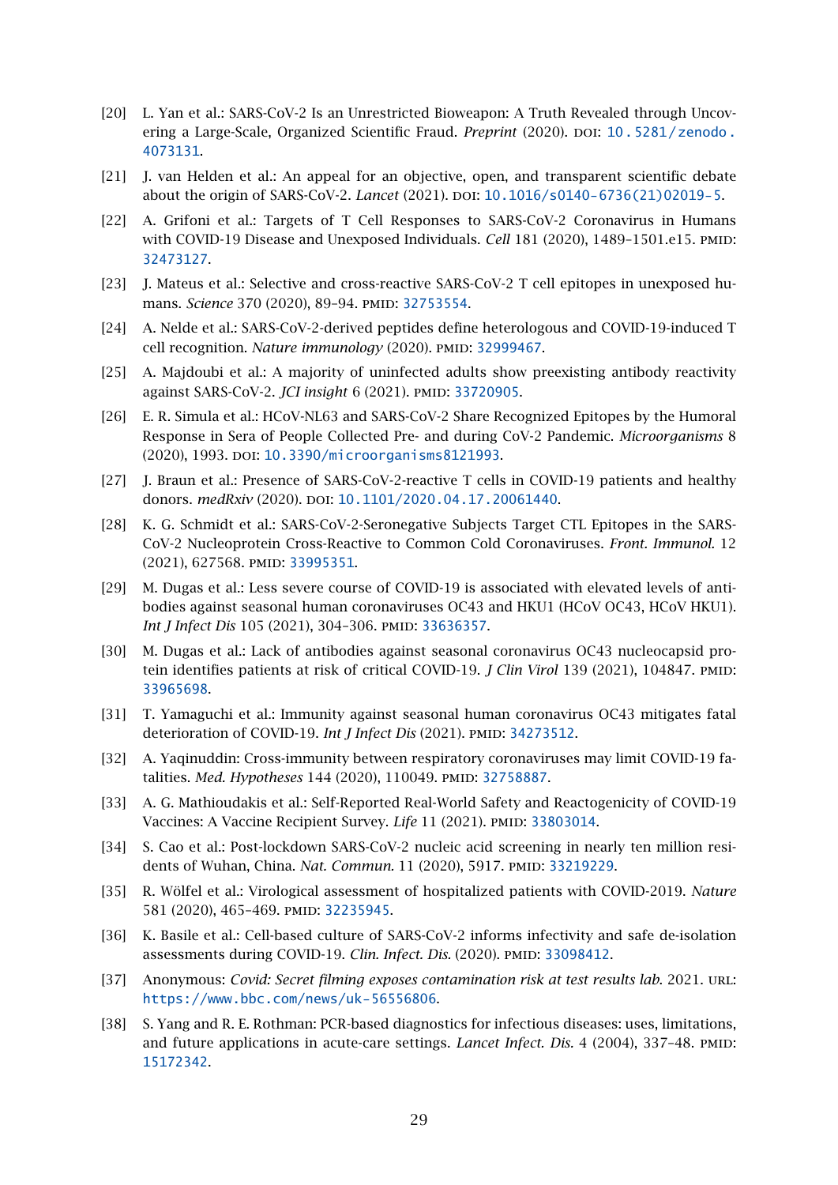[20] L. Yan et al.: SARS-CoV-2 Is an Unrestricted Bioweapon: A Truth Revealed through Uncovering a Large-Scale, Organized Scientific Fraud. *Preprint* (2020). DOI: 10.5281/zenodo.4073131.

[21] J. van Helden et al.: An appeal for an objective, open, and transparent scientific debate about the origin of SARS-CoV-2. *Lancet* (2021). DOI: 10.1016/s0140-6736(21)02019-5.

[22] A. Grifoni et al.: Targets of T Cell Responses to SARS-CoV-2 Coronavirus in Humans with COVID-19 Disease and Unexposed Individuals. *Cell* 181 (2020), 1489–1501.e15. PMID: 32473127.

[23] J. Mateus et al.: Selective and cross-reactive SARS-CoV-2 T cell epitopes in unexposed humans. *Science* 370 (2020), 89–94. PMID: 32753554.

[24] A. Nelde et al.: SARS-CoV-2-derived peptides define heterologous and COVID-19-induced T cell recognition. *Nature immunology* (2020). PMID: 32999467.

[25] A. Majdoubi et al.: A majority of uninfected adults show preexisting antibody reactivity against SARS-CoV-2. *JCI insight* 6 (2021). PMID: 33720905.

[26] E. R. Simula et al.: HCoV-NL63 and SARS-CoV-2 Share Recognized Epitopes by the Humoral Response in Sera of People Collected Pre- and during CoV-2 Pandemic. *Microorganisms* 8 (2020), 1993. DOI: 10.3390/microorganisms8121993.

[27] J. Braun et al.: Presence of SARS-CoV-2-reactive T cells in COVID-19 patients and healthy donors. *medRxiv* (2020). DOI: 10.1101/2020.04.17.20061440.

[28] K. G. Schmidt et al.: SARS-CoV-2-Seronegative Subjects Target CTL Epitopes in the SARS-CoV-2 Nucleoprotein Cross-Reactive to Common Cold Coronaviruses. *Front. Immunol.* 12 (2021), 627568. PMID: 33995351.

[29] M. Dugas et al.: Less severe course of COVID-19 is associated with elevated levels of antibodies against seasonal human coronaviruses OC43 and HKU1 (HCoV OC43, HCoV HKU1). *Int J Infect Dis* 105 (2021), 304–306. PMID: 33636357.

[30] M. Dugas et al.: Lack of antibodies against seasonal coronavirus OC43 nucleocapsid protein identifies patients at risk of critical COVID-19. *J Clin Virol* 139 (2021), 104847. PMID: 33965698.

[31] T. Yamaguchi et al.: Immunity against seasonal human coronavirus OC43 mitigates fatal deterioration of COVID-19. *Int J Infect Dis* (2021). PMID: 34273512.

[32] A. Yaqinuddin: Cross-immunity between respiratory coronaviruses may limit COVID-19 fatalities. *Med. Hypotheses* 144 (2020), 110049. PMID: 32758887.

[33] A. G. Mathioudakis et al.: Self-Reported Real-World Safety and Reactogenicity of COVID-19 Vaccines: A Vaccine Recipient Survey. *Life* 11 (2021). PMID: 33803014.

[34] S. Cao et al.: Post-lockdown SARS-CoV-2 nucleic acid screening in nearly ten million residents of Wuhan, China. *Nat. Commun.* 11 (2020), 5917. PMID: 33219229.

[35] R. Wölfel et al.: Virological assessment of hospitalized patients with COVID-2019. *Nature* 581 (2020), 465–469. PMID: 32235945.

[36] K. Basile et al.: Cell-based culture of SARS-CoV-2 informs infectivity and safe de-isolation assessments during COVID-19. *Clin. Infect. Dis.* (2020). PMID: 33098412.

[37] Anonymous: *Covid: Secret filming exposes contamination risk at test results lab.* 2021. URL: https://www.bbc.com/news/uk-56556806.

[38] S. Yang and R. E. Rothman: PCR-based diagnostics for infectious diseases: uses, limitations, and future applications in acute-care settings. *Lancet Infect. Dis.* 4 (2004), 337–48. PMID: 15172342.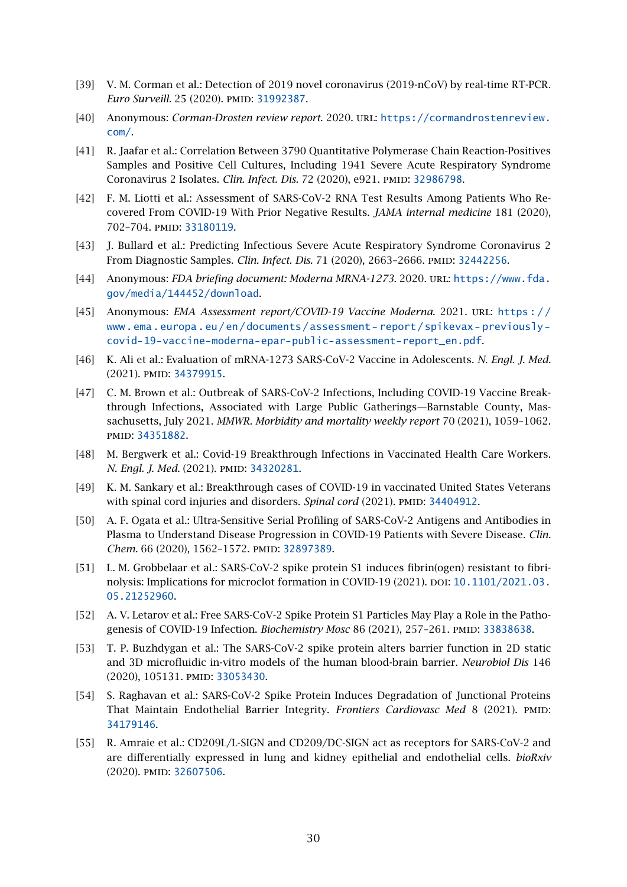[39] V. M. Corman et al.: Detection of 2019 novel coronavirus (2019-nCoV) by real-time RT-PCR. *Euro Surveill.* 25 (2020). PMID: 31992387.

[40] Anonymous: *Corman-Drosten review report.* 2020. URL: https://cormandrostenreview.com/.

[41] R. Jaafar et al.: Correlation Between 3790 Quantitative Polymerase Chain Reaction-Positives Samples and Positive Cell Cultures, Including 1941 Severe Acute Respiratory Syndrome Coronavirus 2 Isolates. *Clin. Infect. Dis.* 72 (2020), e921. PMID: 32986798.

[42] F. M. Liotti et al.: Assessment of SARS-CoV-2 RNA Test Results Among Patients Who Recovered From COVID-19 With Prior Negative Results. *JAMA internal medicine* 181 (2020), 702–704. PMID: 33180119.

[43] J. Bullard et al.: Predicting Infectious Severe Acute Respiratory Syndrome Coronavirus 2 From Diagnostic Samples. *Clin. Infect. Dis.* 71 (2020), 2663–2666. PMID: 32442256.

[44] Anonymous: *FDA briefing document: Moderna MRNA-1273.* 2020. URL: https://www.fda.gov/media/144452/download.

[45] Anonymous: *EMA Assessment report/COVID-19 Vaccine Moderna.* 2021. URL: https://www.ema.europa.eu/en/documents/assessment-report/spikevax-previously-covid-19-vaccine-moderna-epar-public-assessment-report_en.pdf.

[46] K. Ali et al.: Evaluation of mRNA-1273 SARS-CoV-2 Vaccine in Adolescents. *N. Engl. J. Med.* (2021). PMID: 34379915.

[47] C. M. Brown et al.: Outbreak of SARS-CoV-2 Infections, Including COVID-19 Vaccine Breakthrough Infections, Associated with Large Public Gatherings—Barnstable County, Massachusetts, July 2021. *MMWR. Morbidity and mortality weekly report* 70 (2021), 1059–1062. PMID: 34351882.

[48] M. Bergwerk et al.: Covid-19 Breakthrough Infections in Vaccinated Health Care Workers. *N. Engl. J. Med.* (2021). PMID: 34320281.

[49] K. M. Sankary et al.: Breakthrough cases of COVID-19 in vaccinated United States Veterans with spinal cord injuries and disorders. *Spinal cord* (2021). PMID: 34404912.

[50] A. F. Ogata et al.: Ultra-Sensitive Serial Profiling of SARS-CoV-2 Antigens and Antibodies in Plasma to Understand Disease Progression in COVID-19 Patients with Severe Disease. *Clin. Chem.* 66 (2020), 1562–1572. PMID: 32897389.

[51] L. M. Grobbelaar et al.: SARS-CoV-2 spike protein S1 induces fibrin(ogen) resistant to fibrinolysis: Implications for microclot formation in COVID-19 (2021). DOI: 10.1101/2021.03.05.21252960.

[52] A. V. Letarov et al.: Free SARS-CoV-2 Spike Protein S1 Particles May Play a Role in the Pathogenesis of COVID-19 Infection. *Biochemistry Mosc* 86 (2021), 257–261. PMID: 33838638.

[53] T. P. Buzhdygan et al.: The SARS-CoV-2 spike protein alters barrier function in 2D static and 3D microfluidic in-vitro models of the human blood-brain barrier. *Neurobiol Dis* 146 (2020), 105131. PMID: 33053430.

[54] S. Raghavan et al.: SARS-CoV-2 Spike Protein Induces Degradation of Junctional Proteins That Maintain Endothelial Barrier Integrity. *Frontiers Cardiovasc Med* 8 (2021). PMID: 34179146.

[55] R. Amraie et al.: CD209L/L-SIGN and CD209/DC-SIGN act as receptors for SARS-CoV-2 and are differentially expressed in lung and kidney epithelial and endothelial cells. *bioRxiv* (2020). PMID: 32607506.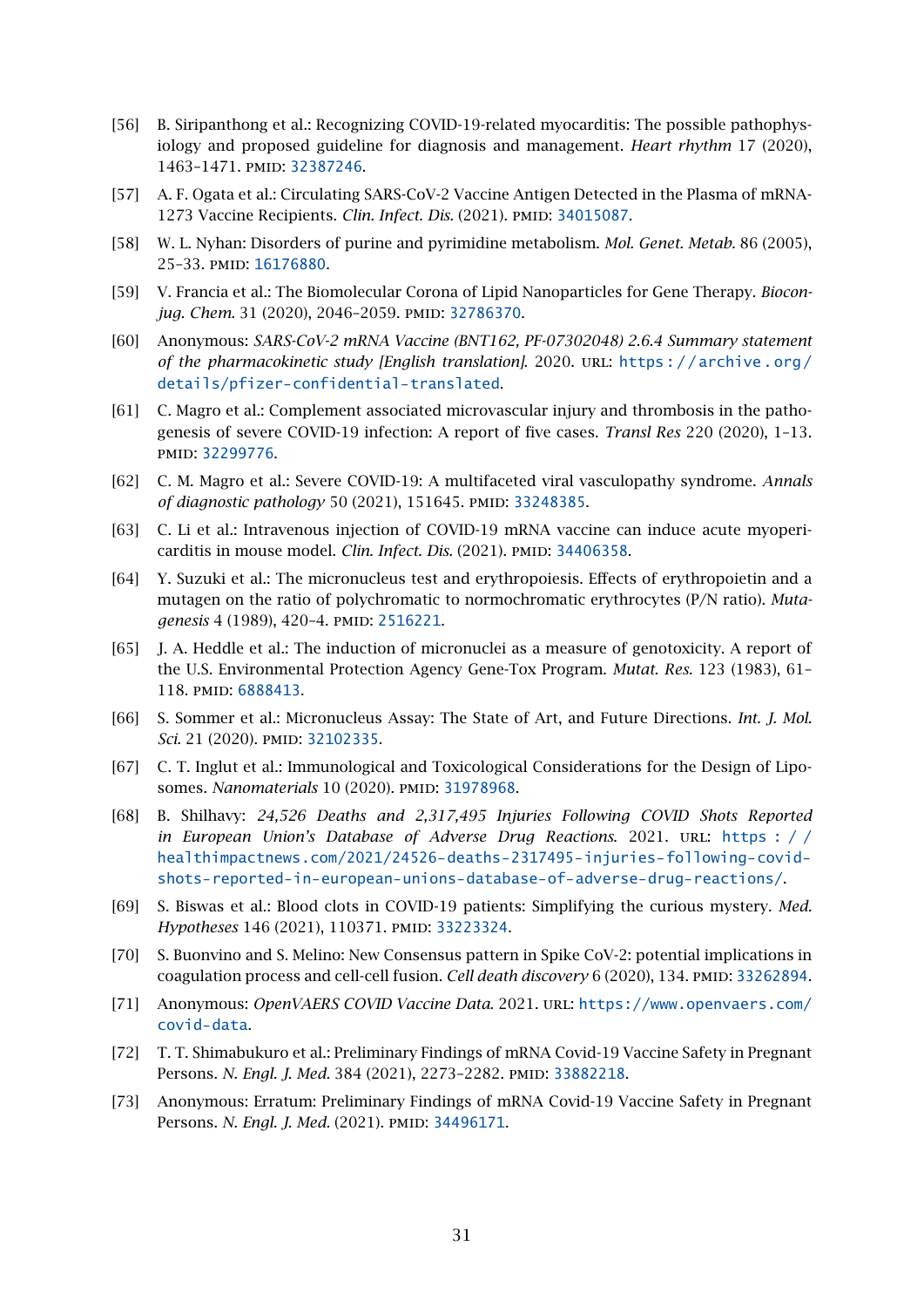[56] B. Siripanthong et al.: Recognizing COVID-19-related myocarditis: The possible pathophysiology and proposed guideline for diagnosis and management. *Heart rhythm* 17 (2020), 1463–1471. PMID: 32387246.

[57] A. F. Ogata et al.: Circulating SARS-CoV-2 Vaccine Antigen Detected in the Plasma of mRNA-1273 Vaccine Recipients. *Clin. Infect. Dis.* (2021). PMID: 34015087.

[58] W. L. Nyhan: Disorders of purine and pyrimidine metabolism. *Mol. Genet. Metab.* 86 (2005), 25–33. PMID: 16176880.

[59] V. Francia et al.: The Biomolecular Corona of Lipid Nanoparticles for Gene Therapy. *Bioconjug. Chem.* 31 (2020), 2046–2059. PMID: 32786370.

[60] Anonymous: *SARS-CoV-2 mRNA Vaccine (BNT162, PF-07302048) 2.6.4 Summary statement of the pharmacokinetic study [English translation].* 2020. URL: https://archive.org/details/pfizer-confidential-translated.

[61] C. Magro et al.: Complement associated microvascular injury and thrombosis in the pathogenesis of severe COVID-19 infection: A report of five cases. *Transl Res* 220 (2020), 1–13. PMID: 32299776.

[62] C. M. Magro et al.: Severe COVID-19: A multifaceted viral vasculopathy syndrome. *Annals of diagnostic pathology* 50 (2021), 151645. PMID: 33248385.

[63] C. Li et al.: Intravenous injection of COVID-19 mRNA vaccine can induce acute myopericarditis in mouse model. *Clin. Infect. Dis.* (2021). PMID: 34406358.

[64] Y. Suzuki et al.: The micronucleus test and erythropoiesis. Effects of erythropoietin and a mutagen on the ratio of polychromatic to normochromatic erythrocytes (P/N ratio). *Mutagenesis* 4 (1989), 420–4. PMID: 2516221.

[65] J. A. Heddle et al.: The induction of micronuclei as a measure of genotoxicity. A report of the U.S. Environmental Protection Agency Gene-Tox Program. *Mutat. Res.* 123 (1983), 61–118. PMID: 6888413.

[66] S. Sommer et al.: Micronucleus Assay: The State of Art, and Future Directions. *Int. J. Mol. Sci.* 21 (2020). PMID: 32102335.

[67] C. T. Inglut et al.: Immunological and Toxicological Considerations for the Design of Liposomes. *Nanomaterials* 10 (2020). PMID: 31978968.

[68] B. Shilhavy: *24,526 Deaths and 2,317,495 Injuries Following COVID Shots Reported in European Union's Database of Adverse Drug Reactions.* 2021. URL: https://healthimpactnews.com/2021/24526-deaths-2317495-injuries-following-covid-shots-reported-in-european-unions-database-of-adverse-drug-reactions/.

[69] S. Biswas et al.: Blood clots in COVID-19 patients: Simplifying the curious mystery. *Med. Hypotheses* 146 (2021), 110371. PMID: 33223324.

[70] S. Buonvino and S. Melino: New Consensus pattern in Spike CoV-2: potential implications in coagulation process and cell-cell fusion. *Cell death discovery* 6 (2020), 134. PMID: 33262894.

[71] Anonymous: *OpenVAERS COVID Vaccine Data.* 2021. URL: https://www.openvaers.com/covid-data.

[72] T. T. Shimabukuro et al.: Preliminary Findings of mRNA Covid-19 Vaccine Safety in Pregnant Persons. *N. Engl. J. Med.* 384 (2021), 2273–2282. PMID: 33882218.

[73] Anonymous: Erratum: Preliminary Findings of mRNA Covid-19 Vaccine Safety in Pregnant Persons. *N. Engl. J. Med.* (2021). PMID: 34496171.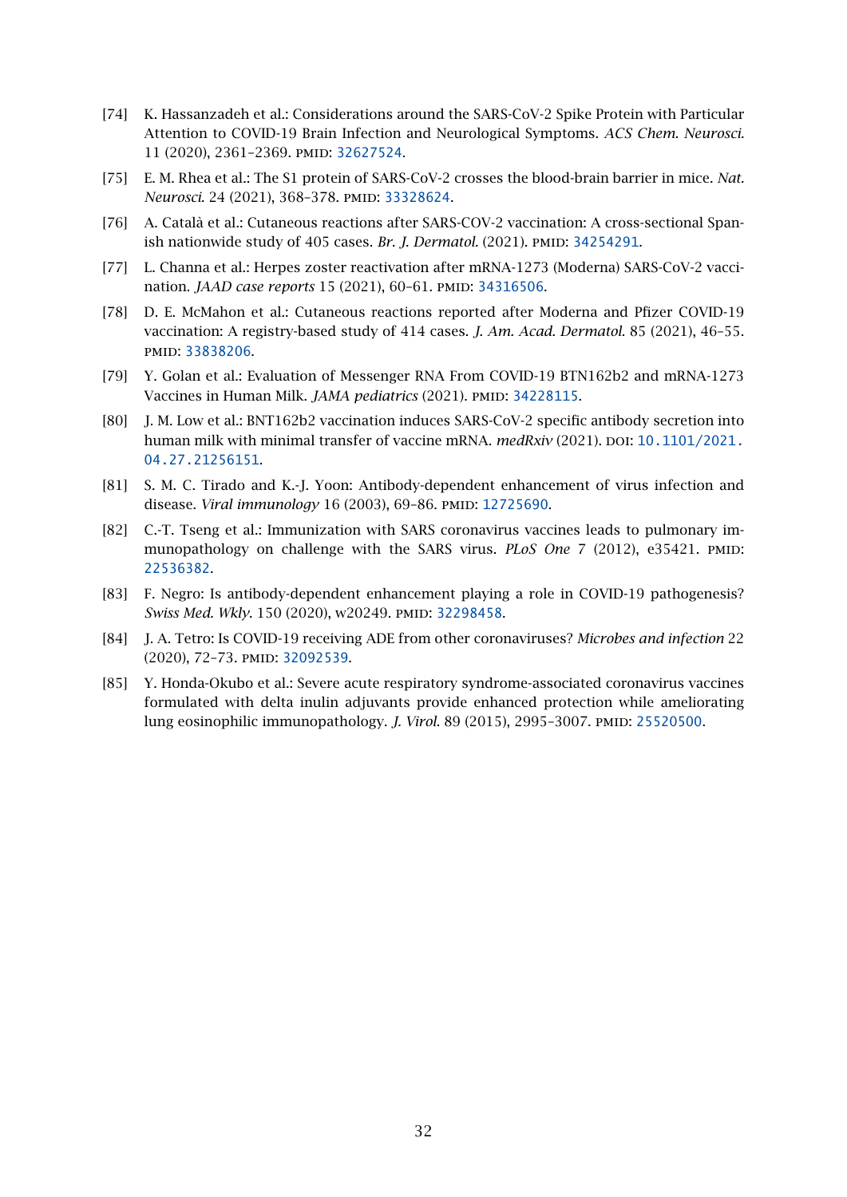[74] K. Hassanzadeh et al.: Considerations around the SARS-CoV-2 Spike Protein with Particular Attention to COVID-19 Brain Infection and Neurological Symptoms. *ACS Chem. Neurosci.* 11 (2020), 2361–2369. PMID: 32627524.

[75] E. M. Rhea et al.: The S1 protein of SARS-CoV-2 crosses the blood-brain barrier in mice. *Nat. Neurosci.* 24 (2021), 368–378. PMID: 33328624.

[76] A. Català et al.: Cutaneous reactions after SARS-COV-2 vaccination: A cross-sectional Spanish nationwide study of 405 cases. *Br. J. Dermatol.* (2021). PMID: 34254291.

[77] L. Channa et al.: Herpes zoster reactivation after mRNA-1273 (Moderna) SARS-CoV-2 vaccination. *JAAD case reports* 15 (2021), 60–61. PMID: 34316506.

[78] D. E. McMahon et al.: Cutaneous reactions reported after Moderna and Pfizer COVID-19 vaccination: A registry-based study of 414 cases. *J. Am. Acad. Dermatol.* 85 (2021), 46–55. PMID: 33838206.

[79] Y. Golan et al.: Evaluation of Messenger RNA From COVID-19 BTN162b2 and mRNA-1273 Vaccines in Human Milk. *JAMA pediatrics* (2021). PMID: 34228115.

[80] J. M. Low et al.: BNT162b2 vaccination induces SARS-CoV-2 specific antibody secretion into human milk with minimal transfer of vaccine mRNA. *medRxiv* (2021). DOI: 10.1101/2021.04.27.21256151.

[81] S. M. C. Tirado and K.-J. Yoon: Antibody-dependent enhancement of virus infection and disease. *Viral immunology* 16 (2003), 69–86. PMID: 12725690.

[82] C.-T. Tseng et al.: Immunization with SARS coronavirus vaccines leads to pulmonary immunopathology on challenge with the SARS virus. *PLoS One* 7 (2012), e35421. PMID: 22536382.

[83] F. Negro: Is antibody-dependent enhancement playing a role in COVID-19 pathogenesis? *Swiss Med. Wkly.* 150 (2020), w20249. PMID: 32298458.

[84] J. A. Tetro: Is COVID-19 receiving ADE from other coronaviruses? *Microbes and infection* 22 (2020), 72–73. PMID: 32092539.

[85] Y. Honda-Okubo et al.: Severe acute respiratory syndrome-associated coronavirus vaccines formulated with delta inulin adjuvants provide enhanced protection while ameliorating lung eosinophilic immunopathology. *J. Virol.* 89 (2015), 2995–3007. PMID: 25520500.